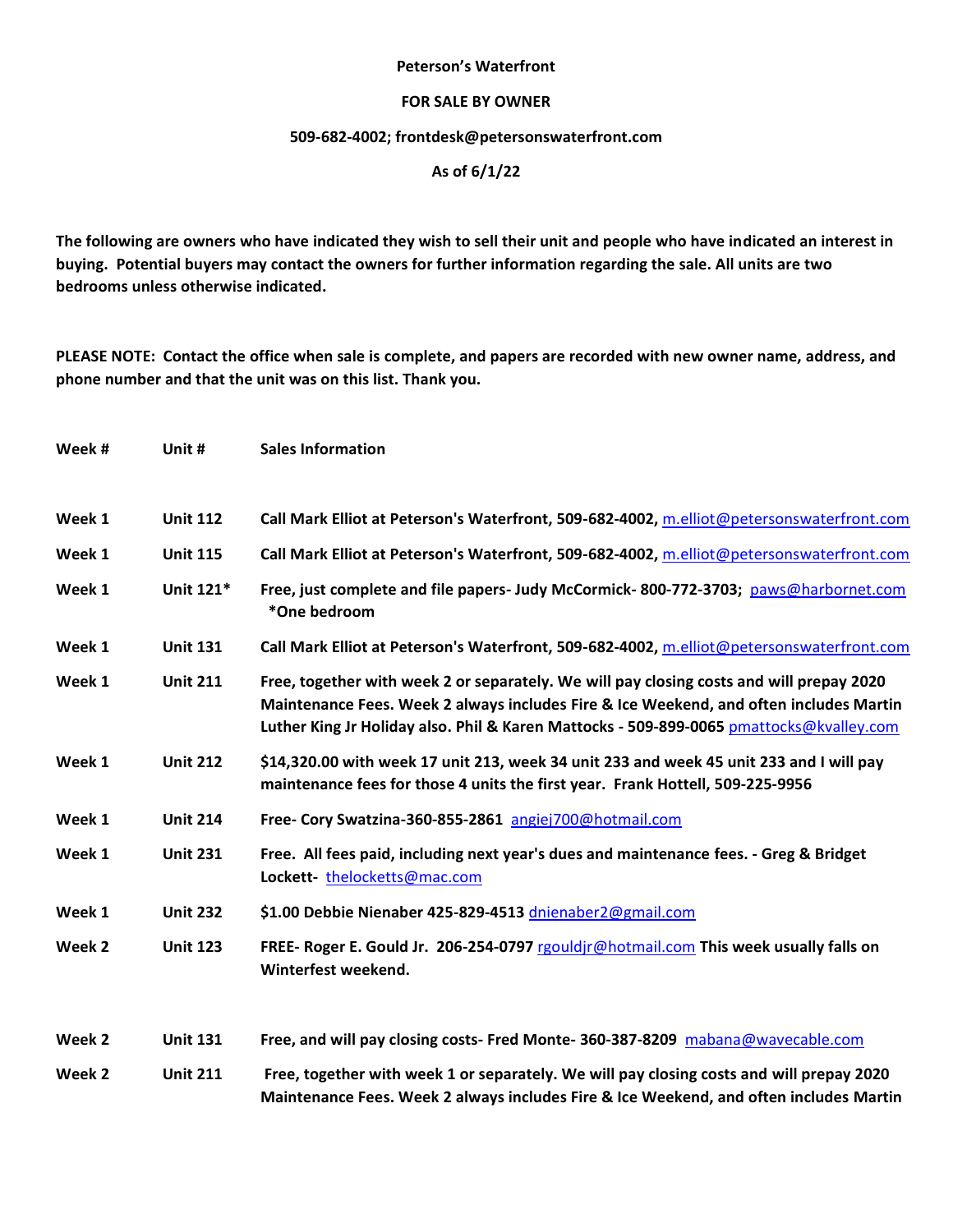**Peterson's Waterfront**

**FOR SALE BY OWNER**

**509-682-4002; frontdesk@petersonswaterfront.com**

**As of 6/1/22**

**The following are owners who have indicated they wish to sell their unit and people who have indicated an interest in buying. Potential buyers may contact the owners for further information regarding the sale. All units are two bedrooms unless otherwise indicated.**

**PLEASE NOTE: Contact the office when sale is complete, and papers are recorded with new owner name, address, and phone number and that the unit was on this list. Thank you.**

| Week # | Unit # | Sales Information |
|---|---|---|
| Week 1 | Unit 112 | Call Mark Elliot at Peterson's Waterfront, 509-682-4002, m.elliot@petersonswaterfront.com |
| Week 1 | Unit 115 | Call Mark Elliot at Peterson's Waterfront, 509-682-4002, m.elliot@petersonswaterfront.com |
| Week 1 | Unit 121* | Free, just complete and file papers- Judy McCormick- 800-772-3703; paws@harbornet.com *One bedroom |
| Week 1 | Unit 131 | Call Mark Elliot at Peterson's Waterfront, 509-682-4002, m.elliot@petersonswaterfront.com |
| Week 1 | Unit 211 | Free, together with week 2 or separately. We will pay closing costs and will prepay 2020 Maintenance Fees. Week 2 always includes Fire & Ice Weekend, and often includes Martin Luther King Jr Holiday also. Phil & Karen Mattocks - 509-899-0065 pmattocks@kvalley.com |
| Week 1 | Unit 212 | $14,320.00 with week 17 unit 213, week 34 unit 233 and week 45 unit 233 and I will pay maintenance fees for those 4 units the first year. Frank Hottell, 509-225-9956 |
| Week 1 | Unit 214 | Free- Cory Swatzina-360-855-2861 angiej700@hotmail.com |
| Week 1 | Unit 231 | Free. All fees paid, including next year's dues and maintenance fees. - Greg & Bridget Lockett- thelocketts@mac.com |
| Week 1 | Unit 232 | $1.00 Debbie Nienaber 425-829-4513 dnienaber2@gmail.com |
| Week 2 | Unit 123 | FREE- Roger E. Gould Jr. 206-254-0797 rgouldjr@hotmail.com This week usually falls on Winterfest weekend. |
| Week 2 | Unit 131 | Free, and will pay closing costs- Fred Monte- 360-387-8209 mabana@wavecable.com |
| Week 2 | Unit 211 | Free, together with week 1 or separately. We will pay closing costs and will prepay 2020 Maintenance Fees. Week 2 always includes Fire & Ice Weekend, and often includes Martin |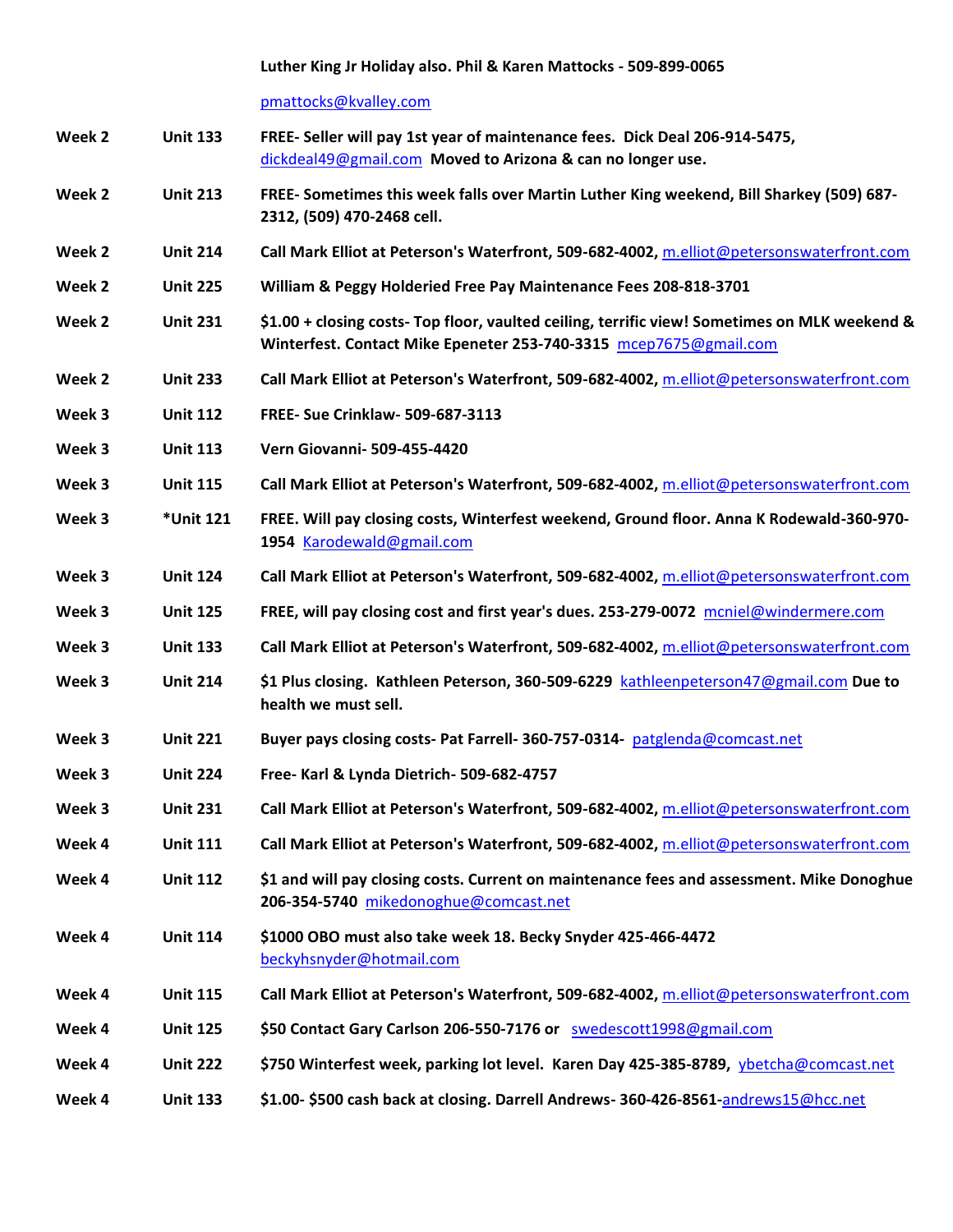| | | Luther King Jr Holiday also. Phil & Karen Mattocks - 509-899-0065 pmattocks@kvalley.com |
|---|---|---|
| **Week 2** | **Unit 133** | **FREE- Seller will pay 1st year of maintenance fees. Dick Deal 206-914-5475, dickdeal49@gmail.com Moved to Arizona & can no longer use.** |
| **Week 2** | **Unit 213** | **FREE- Sometimes this week falls over Martin Luther King weekend, Bill Sharkey (509) 687-2312, (509) 470-2468 cell.** |
| **Week 2** | **Unit 214** | **Call Mark Elliot at Peterson's Waterfront, 509-682-4002, m.elliot@petersonswaterfront.com** |
| **Week 2** | **Unit 225** | **William & Peggy Holderied Free Pay Maintenance Fees 208-818-3701** |
| **Week 2** | **Unit 231** | **$1.00 + closing costs- Top floor, vaulted ceiling, terrific view! Sometimes on MLK weekend & Winterfest. Contact Mike Epeneter 253-740-3315 mcep7675@gmail.com** |
| **Week 2** | **Unit 233** | **Call Mark Elliot at Peterson's Waterfront, 509-682-4002, m.elliot@petersonswaterfront.com** |
| **Week 3** | **Unit 112** | **FREE- Sue Crinklaw- 509-687-3113** |
| **Week 3** | **Unit 113** | **Vern Giovanni- 509-455-4420** |
| **Week 3** | **Unit 115** | **Call Mark Elliot at Peterson's Waterfront, 509-682-4002, m.elliot@petersonswaterfront.com** |
| **Week 3** | **\*Unit 121** | **FREE. Will pay closing costs, Winterfest weekend, Ground floor. Anna K Rodewald-360-970-1954 Karodewald@gmail.com** |
| **Week 3** | **Unit 124** | **Call Mark Elliot at Peterson's Waterfront, 509-682-4002, m.elliot@petersonswaterfront.com** |
| **Week 3** | **Unit 125** | **FREE, will pay closing cost and first year's dues. 253-279-0072 mcniel@windermere.com** |
| **Week 3** | **Unit 133** | **Call Mark Elliot at Peterson's Waterfront, 509-682-4002, m.elliot@petersonswaterfront.com** |
| **Week 3** | **Unit 214** | **$1 Plus closing. Kathleen Peterson, 360-509-6229 kathleenpeterson47@gmail.com Due to health we must sell.** |
| **Week 3** | **Unit 221** | **Buyer pays closing costs- Pat Farrell- 360-757-0314- patglenda@comcast.net** |
| **Week 3** | **Unit 224** | **Free- Karl & Lynda Dietrich- 509-682-4757** |
| **Week 3** | **Unit 231** | **Call Mark Elliot at Peterson's Waterfront, 509-682-4002, m.elliot@petersonswaterfront.com** |
| **Week 4** | **Unit 111** | **Call Mark Elliot at Peterson's Waterfront, 509-682-4002, m.elliot@petersonswaterfront.com** |
| **Week 4** | **Unit 112** | **$1 and will pay closing costs. Current on maintenance fees and assessment. Mike Donoghue 206-354-5740 mikedonoghue@comcast.net** |
| **Week 4** | **Unit 114** | **$1000 OBO must also take week 18. Becky Snyder 425-466-4472 beckyhsnyder@hotmail.com** |
| **Week 4** | **Unit 115** | **Call Mark Elliot at Peterson's Waterfront, 509-682-4002, m.elliot@petersonswaterfront.com** |
| **Week 4** | **Unit 125** | **$50 Contact Gary Carlson 206-550-7176 or swedescott1998@gmail.com** |
| **Week 4** | **Unit 222** | **$750 Winterfest week, parking lot level. Karen Day 425-385-8789, ybetcha@comcast.net** |
| **Week 4** | **Unit 133** | **$1.00- $500 cash back at closing. Darrell Andrews- 360-426-8561-andrews15@hcc.net** |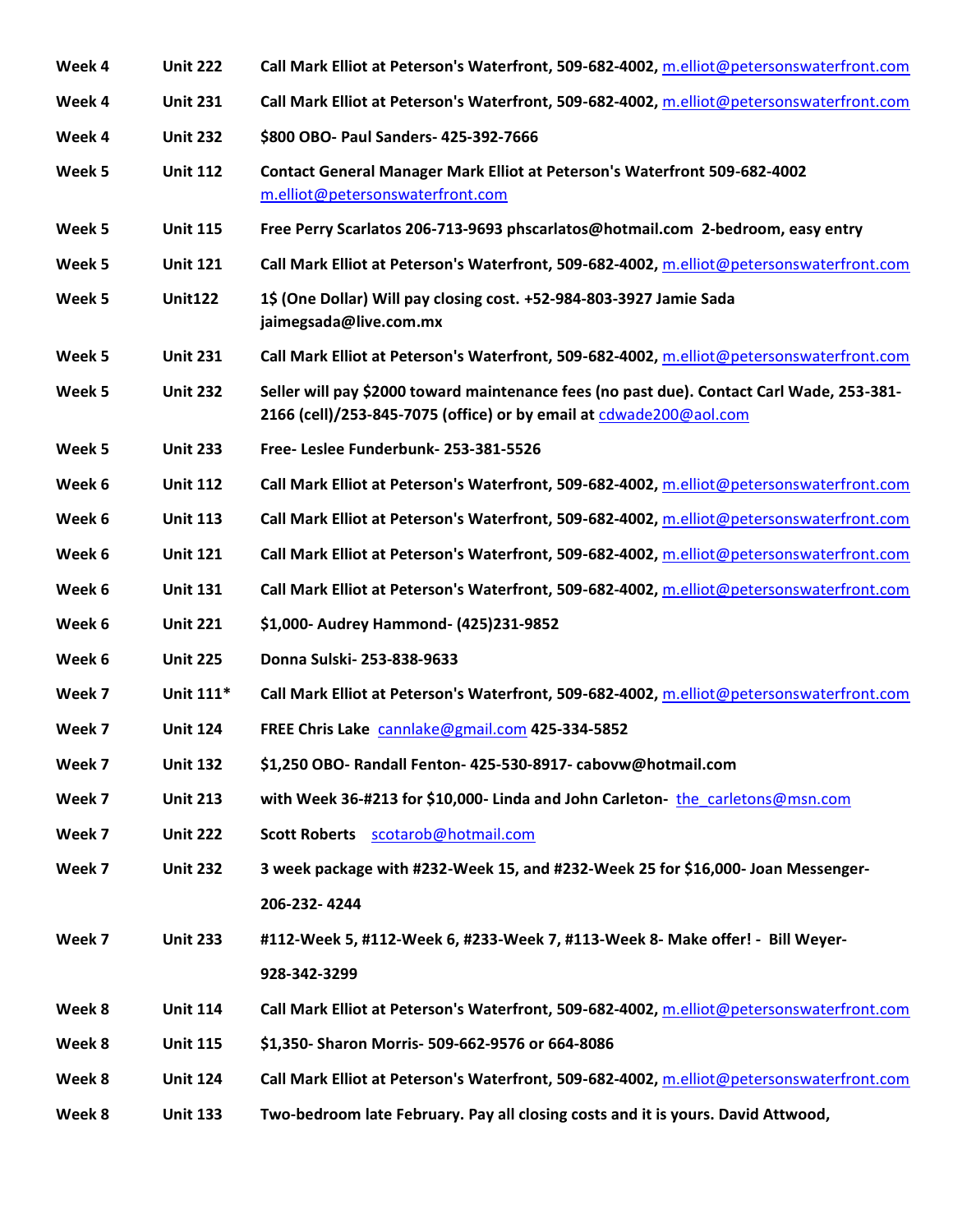| | | |
|---|---|---|
| **Week 4** | **Unit 222** | **Call Mark Elliot at Peterson's Waterfront, 509-682-4002, m.elliot@petersonswaterfront.com** |
| **Week 4** | **Unit 231** | **Call Mark Elliot at Peterson's Waterfront, 509-682-4002, m.elliot@petersonswaterfront.com** |
| **Week 4** | **Unit 232** | **$800 OBO- Paul Sanders- 425-392-7666** |
| **Week 5** | **Unit 112** | **Contact General Manager Mark Elliot at Peterson's Waterfront 509-682-4002 m.elliot@petersonswaterfront.com** |
| **Week 5** | **Unit 115** | **Free Perry Scarlatos 206-713-9693 phscarlatos@hotmail.com 2-bedroom, easy entry** |
| **Week 5** | **Unit 121** | **Call Mark Elliot at Peterson's Waterfront, 509-682-4002, m.elliot@petersonswaterfront.com** |
| **Week 5** | **Unit122** | **1$ (One Dollar) Will pay closing cost. +52-984-803-3927 Jamie Sada jaimegsada@live.com.mx** |
| **Week 5** | **Unit 231** | **Call Mark Elliot at Peterson's Waterfront, 509-682-4002, m.elliot@petersonswaterfront.com** |
| **Week 5** | **Unit 232** | **Seller will pay $2000 toward maintenance fees (no past due). Contact Carl Wade, 253-381-2166 (cell)/253-845-7075 (office) or by email at cdwade200@aol.com** |
| **Week 5** | **Unit 233** | **Free- Leslee Funderbunk- 253-381-5526** |
| **Week 6** | **Unit 112** | **Call Mark Elliot at Peterson's Waterfront, 509-682-4002, m.elliot@petersonswaterfront.com** |
| **Week 6** | **Unit 113** | **Call Mark Elliot at Peterson's Waterfront, 509-682-4002, m.elliot@petersonswaterfront.com** |
| **Week 6** | **Unit 121** | **Call Mark Elliot at Peterson's Waterfront, 509-682-4002, m.elliot@petersonswaterfront.com** |
| **Week 6** | **Unit 131** | **Call Mark Elliot at Peterson's Waterfront, 509-682-4002, m.elliot@petersonswaterfront.com** |
| **Week 6** | **Unit 221** | **$1,000- Audrey Hammond- (425)231-9852** |
| **Week 6** | **Unit 225** | **Donna Sulski- 253-838-9633** |
| **Week 7** | **Unit 111*** | **Call Mark Elliot at Peterson's Waterfront, 509-682-4002, m.elliot@petersonswaterfront.com** |
| **Week 7** | **Unit 124** | **FREE Chris Lake cannlake@gmail.com 425-334-5852** |
| **Week 7** | **Unit 132** | **$1,250 OBO- Randall Fenton- 425-530-8917- cabovw@hotmail.com** |
| **Week 7** | **Unit 213** | **with Week 36-#213 for $10,000- Linda and John Carleton- the_carletons@msn.com** |
| **Week 7** | **Unit 222** | **Scott Roberts scotarob@hotmail.com** |
| **Week 7** | **Unit 232** | **3 week package with #232-Week 15, and #232-Week 25 for $16,000- Joan Messenger- 206-232- 4244** |
| **Week 7** | **Unit 233** | **#112-Week 5, #112-Week 6, #233-Week 7, #113-Week 8- Make offer! - Bill Weyer- 928-342-3299** |
| **Week 8** | **Unit 114** | **Call Mark Elliot at Peterson's Waterfront, 509-682-4002, m.elliot@petersonswaterfront.com** |
| **Week 8** | **Unit 115** | **$1,350- Sharon Morris- 509-662-9576 or 664-8086** |
| **Week 8** | **Unit 124** | **Call Mark Elliot at Peterson's Waterfront, 509-682-4002, m.elliot@petersonswaterfront.com** |
| **Week 8** | **Unit 133** | **Two-bedroom late February. Pay all closing costs and it is yours. David Attwood,** |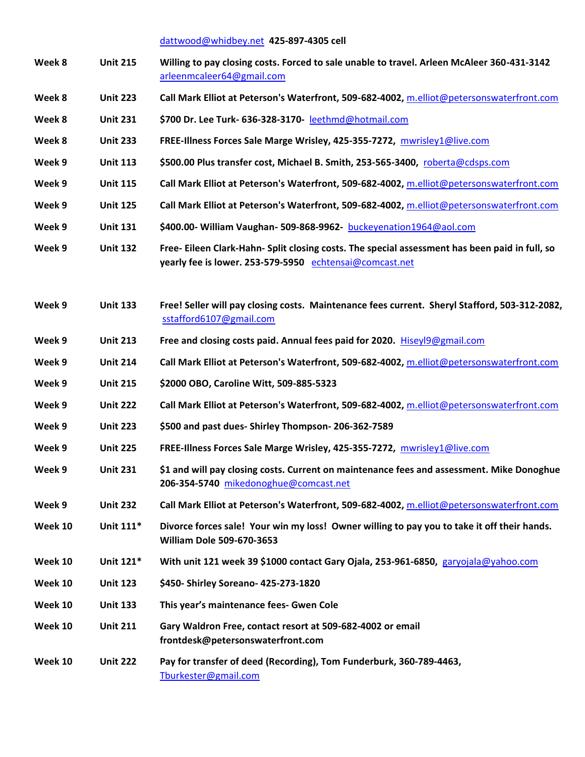| | | dattwood@whidbey.net **425-897-4305 cell** |
|---|---|---|
| **Week 8** | **Unit 215** | **Willing to pay closing costs. Forced to sale unable to travel. Arleen McAleer 360-431-3142** arleenmcaleer64@gmail.com |
| **Week 8** | **Unit 223** | **Call Mark Elliot at Peterson's Waterfront, 509-682-4002,** m.elliot@petersonswaterfront.com |
| **Week 8** | **Unit 231** | **$700 Dr. Lee Turk- 636-328-3170-** leethmd@hotmail.com |
| **Week 8** | **Unit 233** | **FREE-Illness Forces Sale Marge Wrisley, 425-355-7272,** mwrisley1@live.com |
| **Week 9** | **Unit 113** | **$500.00 Plus transfer cost, Michael B. Smith, 253-565-3400,** roberta@cdsps.com |
| **Week 9** | **Unit 115** | **Call Mark Elliot at Peterson's Waterfront, 509-682-4002,** m.elliot@petersonswaterfront.com |
| **Week 9** | **Unit 125** | **Call Mark Elliot at Peterson's Waterfront, 509-682-4002,** m.elliot@petersonswaterfront.com |
| **Week 9** | **Unit 131** | **$400.00- William Vaughan- 509-868-9962-** buckeyenation1964@aol.com |
| **Week 9** | **Unit 132** | **Free- Eileen Clark-Hahn- Split closing costs. The special assessment has been paid in full, so yearly fee is lower. 253-579-5950** echtensai@comcast.net |
| **Week 9** | **Unit 133** | **Free! Seller will pay closing costs. Maintenance fees current. Sheryl Stafford, 503-312-2082,** sstafford6107@gmail.com |
| **Week 9** | **Unit 213** | **Free and closing costs paid. Annual fees paid for 2020.** Hiseyl9@gmail.com |
| **Week 9** | **Unit 214** | **Call Mark Elliot at Peterson's Waterfront, 509-682-4002,** m.elliot@petersonswaterfront.com |
| **Week 9** | **Unit 215** | **$2000 OBO, Caroline Witt, 509-885-5323** |
| **Week 9** | **Unit 222** | **Call Mark Elliot at Peterson's Waterfront, 509-682-4002,** m.elliot@petersonswaterfront.com |
| **Week 9** | **Unit 223** | **$500 and past dues- Shirley Thompson- 206-362-7589** |
| **Week 9** | **Unit 225** | **FREE-Illness Forces Sale Marge Wrisley, 425-355-7272,** mwrisley1@live.com |
| **Week 9** | **Unit 231** | **$1 and will pay closing costs. Current on maintenance fees and assessment. Mike Donoghue 206-354-5740** mikedonoghue@comcast.net |
| **Week 9** | **Unit 232** | **Call Mark Elliot at Peterson's Waterfront, 509-682-4002,** m.elliot@petersonswaterfront.com |
| **Week 10** | **Unit 111*** | **Divorce forces sale! Your win my loss! Owner willing to pay you to take it off their hands. William Dole 509-670-3653** |
| **Week 10** | **Unit 121*** | **With unit 121 week 39 $1000 contact Gary Ojala, 253-961-6850,** garyojala@yahoo.com |
| **Week 10** | **Unit 123** | **$450- Shirley Soreano- 425-273-1820** |
| **Week 10** | **Unit 133** | **This year's maintenance fees- Gwen Cole** |
| **Week 10** | **Unit 211** | **Gary Waldron Free, contact resort at 509-682-4002 or email frontdesk@petersonswaterfront.com** |
| **Week 10** | **Unit 222** | **Pay for transfer of deed (Recording), Tom Funderburk, 360-789-4463,** Tburkester@gmail.com |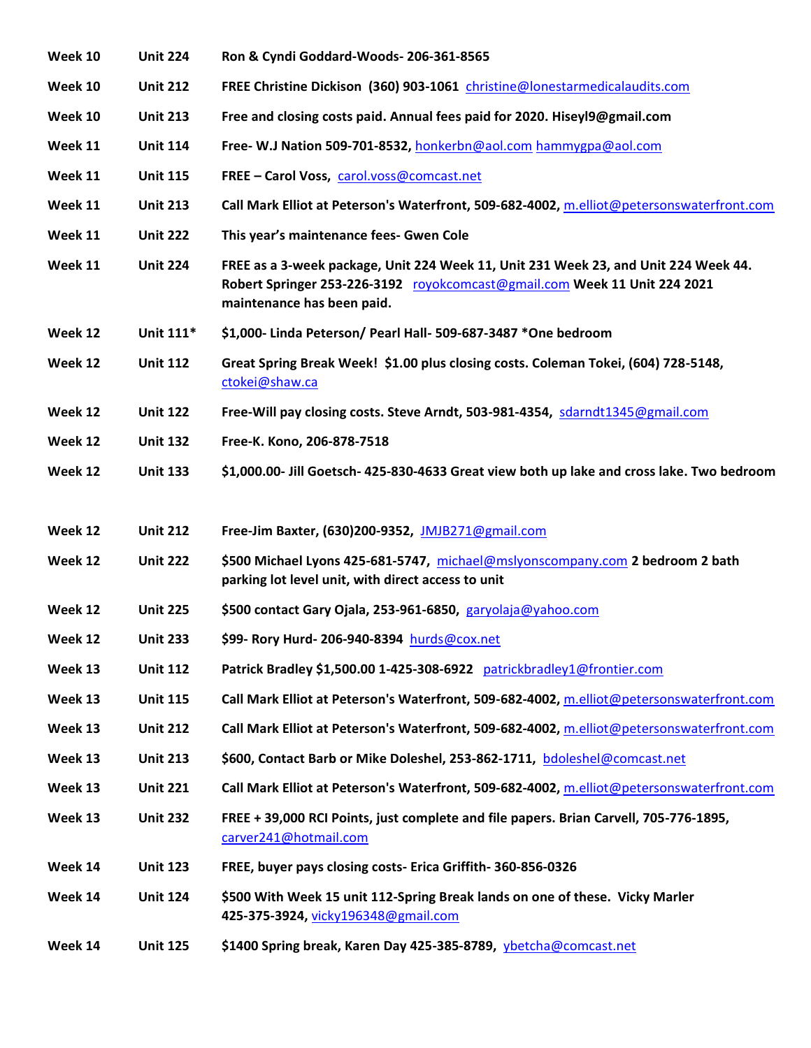| | | |
|---|---|---|
| **Week 10** | **Unit 224** | **Ron & Cyndi Goddard-Woods- 206-361-8565** |
| **Week 10** | **Unit 212** | **FREE Christine Dickison (360) 903-1061** christine@lonestarmedicalaudits.com |
| **Week 10** | **Unit 213** | **Free and closing costs paid. Annual fees paid for 2020. Hiseyl9@gmail.com** |
| **Week 11** | **Unit 114** | **Free- W.J Nation 509-701-8532,** honkerbn@aol.com hammygpa@aol.com |
| **Week 11** | **Unit 115** | **FREE – Carol Voss,** carol.voss@comcast.net |
| **Week 11** | **Unit 213** | **Call Mark Elliot at Peterson's Waterfront, 509-682-4002,** m.elliot@petersonswaterfront.com |
| **Week 11** | **Unit 222** | **This year's maintenance fees- Gwen Cole** |
| **Week 11** | **Unit 224** | **FREE as a 3-week package, Unit 224 Week 11, Unit 231 Week 23, and Unit 224 Week 44. Robert Springer 253-226-3192** royokcomcast@gmail.com **Week 11 Unit 224 2021 maintenance has been paid.** |
| **Week 12** | **Unit 111*** | **$1,000- Linda Peterson/ Pearl Hall- 509-687-3487 *One bedroom** |
| **Week 12** | **Unit 112** | **Great Spring Break Week! $1.00 plus closing costs. Coleman Tokei, (604) 728-5148,** ctokei@shaw.ca |
| **Week 12** | **Unit 122** | **Free-Will pay closing costs. Steve Arndt, 503-981-4354,** sdarndt1345@gmail.com |
| **Week 12** | **Unit 132** | **Free-K. Kono, 206-878-7518** |
| **Week 12** | **Unit 133** | **$1,000.00- Jill Goetsch- 425-830-4633 Great view both up lake and cross lake. Two bedroom** |
| **Week 12** | **Unit 212** | **Free-Jim Baxter, (630)200-9352,** JMJB271@gmail.com |
| **Week 12** | **Unit 222** | **$500 Michael Lyons 425-681-5747,** michael@mslyonscompany.com **2 bedroom 2 bath parking lot level unit, with direct access to unit** |
| **Week 12** | **Unit 225** | **$500 contact Gary Ojala, 253-961-6850,** garyolaja@yahoo.com |
| **Week 12** | **Unit 233** | **$99- Rory Hurd- 206-940-8394** hurds@cox.net |
| **Week 13** | **Unit 112** | **Patrick Bradley $1,500.00 1-425-308-6922** patrickbradley1@frontier.com |
| **Week 13** | **Unit 115** | **Call Mark Elliot at Peterson's Waterfront, 509-682-4002,** m.elliot@petersonswaterfront.com |
| **Week 13** | **Unit 212** | **Call Mark Elliot at Peterson's Waterfront, 509-682-4002,** m.elliot@petersonswaterfront.com |
| **Week 13** | **Unit 213** | **$600, Contact Barb or Mike Doleshel, 253-862-1711,** bdoleshel@comcast.net |
| **Week 13** | **Unit 221** | **Call Mark Elliot at Peterson's Waterfront, 509-682-4002,** m.elliot@petersonswaterfront.com |
| **Week 13** | **Unit 232** | **FREE + 39,000 RCI Points, just complete and file papers. Brian Carvell, 705-776-1895,** carver241@hotmail.com |
| **Week 14** | **Unit 123** | **FREE, buyer pays closing costs- Erica Griffith- 360-856-0326** |
| **Week 14** | **Unit 124** | **$500 With Week 15 unit 112-Spring Break lands on one of these. Vicky Marler 425-375-3924,** vicky196348@gmail.com |
| **Week 14** | **Unit 125** | **$1400 Spring break, Karen Day 425-385-8789,** ybetcha@comcast.net |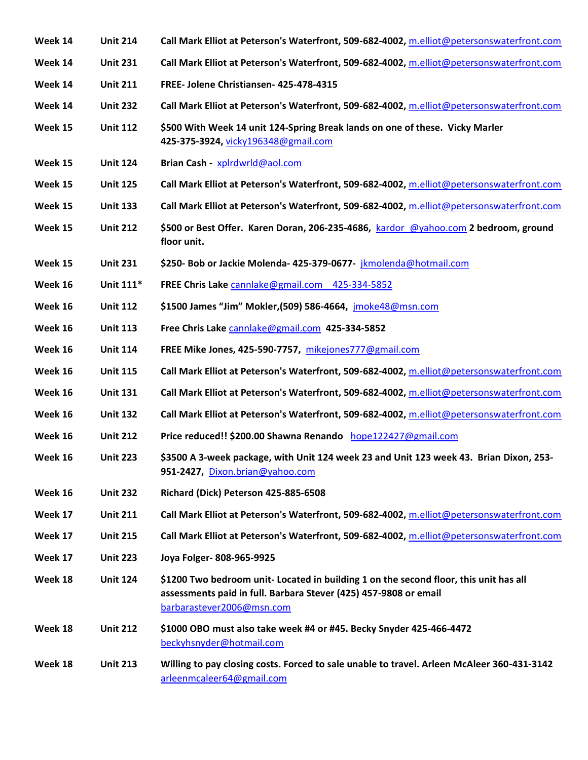| | | |
|---|---|---|
| **Week 14** | **Unit 214** | **Call Mark Elliot at Peterson's Waterfront, 509-682-4002,** m.elliot@petersonswaterfront.com |
| **Week 14** | **Unit 231** | **Call Mark Elliot at Peterson's Waterfront, 509-682-4002,** m.elliot@petersonswaterfront.com |
| **Week 14** | **Unit 211** | **FREE- Jolene Christiansen- 425-478-4315** |
| **Week 14** | **Unit 232** | **Call Mark Elliot at Peterson's Waterfront, 509-682-4002,** m.elliot@petersonswaterfront.com |
| **Week 15** | **Unit 112** | **$500 With Week 14 unit 124-Spring Break lands on one of these. Vicky Marler 425-375-3924,** vicky196348@gmail.com |
| **Week 15** | **Unit 124** | **Brian Cash -** xplrdwrld@aol.com |
| **Week 15** | **Unit 125** | **Call Mark Elliot at Peterson's Waterfront, 509-682-4002,** m.elliot@petersonswaterfront.com |
| **Week 15** | **Unit 133** | **Call Mark Elliot at Peterson's Waterfront, 509-682-4002,** m.elliot@petersonswaterfront.com |
| **Week 15** | **Unit 212** | **$500 or Best Offer. Karen Doran, 206-235-4686,** kardor_@yahoo.com **2 bedroom, ground floor unit.** |
| **Week 15** | **Unit 231** | **$250- Bob or Jackie Molenda- 425-379-0677-** jkmolenda@hotmail.com |
| **Week 16** | **Unit 111*** | **FREE Chris Lake** cannlake@gmail.com 425-334-5852 |
| **Week 16** | **Unit 112** | **$1500 James "Jim" Mokler,(509) 586-4664,** jmoke48@msn.com |
| **Week 16** | **Unit 113** | **Free Chris Lake** cannlake@gmail.com **425-334-5852** |
| **Week 16** | **Unit 114** | **FREE Mike Jones, 425-590-7757,** mikejones777@gmail.com |
| **Week 16** | **Unit 115** | **Call Mark Elliot at Peterson's Waterfront, 509-682-4002,** m.elliot@petersonswaterfront.com |
| **Week 16** | **Unit 131** | **Call Mark Elliot at Peterson's Waterfront, 509-682-4002,** m.elliot@petersonswaterfront.com |
| **Week 16** | **Unit 132** | **Call Mark Elliot at Peterson's Waterfront, 509-682-4002,** m.elliot@petersonswaterfront.com |
| **Week 16** | **Unit 212** | **Price reduced!! $200.00 Shawna Renando** hope122427@gmail.com |
| **Week 16** | **Unit 223** | **$3500 A 3-week package, with Unit 124 week 23 and Unit 123 week 43. Brian Dixon, 253-951-2427,** Dixon.brian@yahoo.com |
| **Week 16** | **Unit 232** | **Richard (Dick) Peterson 425-885-6508** |
| **Week 17** | **Unit 211** | **Call Mark Elliot at Peterson's Waterfront, 509-682-4002,** m.elliot@petersonswaterfront.com |
| **Week 17** | **Unit 215** | **Call Mark Elliot at Peterson's Waterfront, 509-682-4002,** m.elliot@petersonswaterfront.com |
| **Week 17** | **Unit 223** | **Joya Folger- 808-965-9925** |
| **Week 18** | **Unit 124** | **$1200 Two bedroom unit- Located in building 1 on the second floor, this unit has all assessments paid in full. Barbara Stever (425) 457-9808 or email** barbarastever2006@msn.com |
| **Week 18** | **Unit 212** | **$1000 OBO must also take week #4 or #45. Becky Snyder 425-466-4472** beckyhsnyder@hotmail.com |
| **Week 18** | **Unit 213** | **Willing to pay closing costs. Forced to sale unable to travel. Arleen McAleer 360-431-3142** arleenmcaleer64@gmail.com |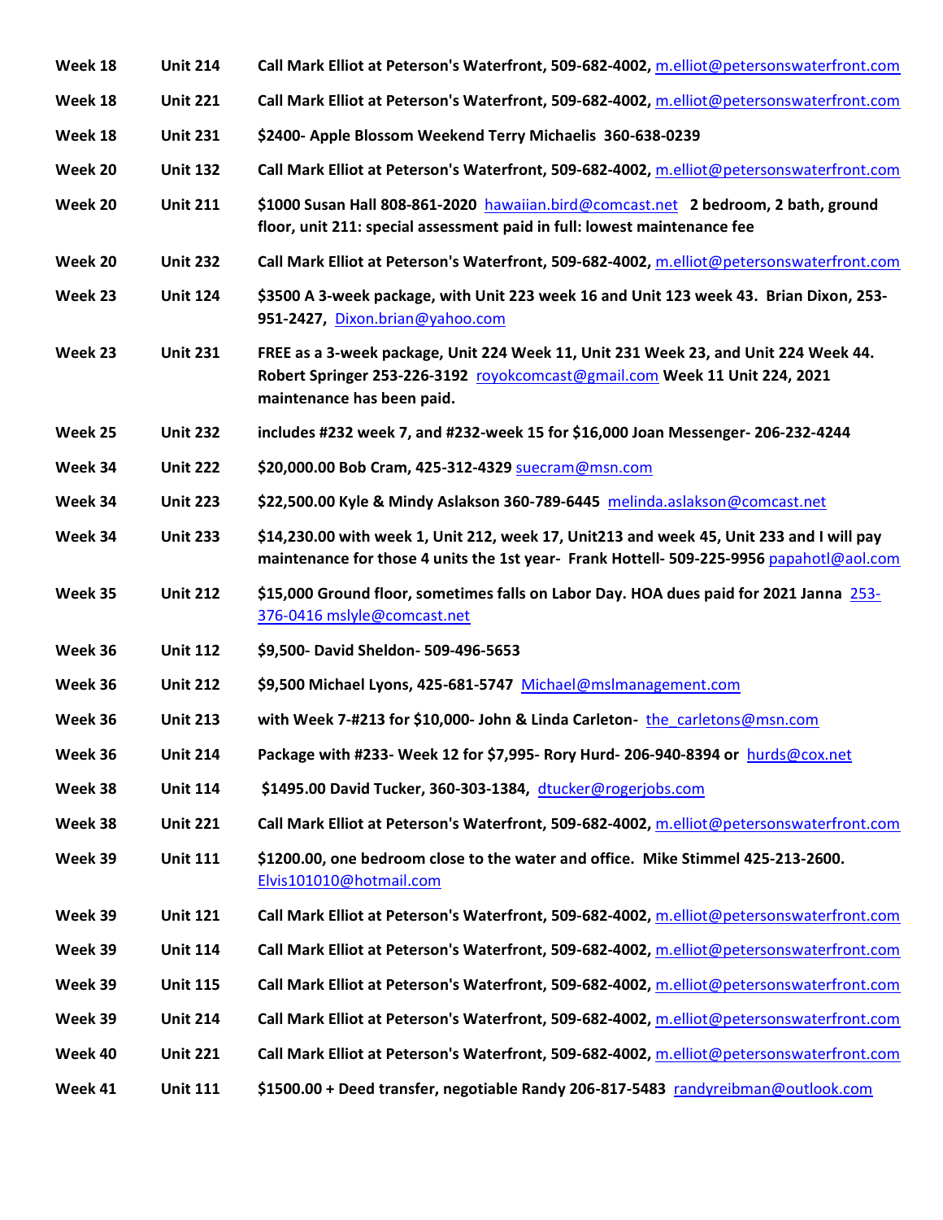| | | |
|---|---|---|
| **Week 18** | **Unit 214** | **Call Mark Elliot at Peterson's Waterfront, 509-682-4002, m.elliot@petersonswaterfront.com** |
| **Week 18** | **Unit 221** | **Call Mark Elliot at Peterson's Waterfront, 509-682-4002, m.elliot@petersonswaterfront.com** |
| **Week 18** | **Unit 231** | **$2400- Apple Blossom Weekend Terry Michaelis 360-638-0239** |
| **Week 20** | **Unit 132** | **Call Mark Elliot at Peterson's Waterfront, 509-682-4002, m.elliot@petersonswaterfront.com** |
| **Week 20** | **Unit 211** | **$1000 Susan Hall 808-861-2020 hawaiian.bird@comcast.net 2 bedroom, 2 bath, ground floor, unit 211: special assessment paid in full: lowest maintenance fee** |
| **Week 20** | **Unit 232** | **Call Mark Elliot at Peterson's Waterfront, 509-682-4002, m.elliot@petersonswaterfront.com** |
| **Week 23** | **Unit 124** | **$3500 A 3-week package, with Unit 223 week 16 and Unit 123 week 43. Brian Dixon, 253-951-2427, Dixon.brian@yahoo.com** |
| **Week 23** | **Unit 231** | **FREE as a 3-week package, Unit 224 Week 11, Unit 231 Week 23, and Unit 224 Week 44. Robert Springer 253-226-3192 royokcomcast@gmail.com Week 11 Unit 224, 2021 maintenance has been paid.** |
| **Week 25** | **Unit 232** | **includes #232 week 7, and #232-week 15 for $16,000 Joan Messenger- 206-232-4244** |
| **Week 34** | **Unit 222** | **$20,000.00 Bob Cram, 425-312-4329 suecram@msn.com** |
| **Week 34** | **Unit 223** | **$22,500.00 Kyle & Mindy Aslakson 360-789-6445 melinda.aslakson@comcast.net** |
| **Week 34** | **Unit 233** | **$14,230.00 with week 1, Unit 212, week 17, Unit213 and week 45, Unit 233 and I will pay maintenance for those 4 units the 1st year- Frank Hottell- 509-225-9956 papahotl@aol.com** |
| **Week 35** | **Unit 212** | **$15,000 Ground floor, sometimes falls on Labor Day. HOA dues paid for 2021 Janna 253-376-0416 mslyle@comcast.net** |
| **Week 36** | **Unit 112** | **$9,500- David Sheldon- 509-496-5653** |
| **Week 36** | **Unit 212** | **$9,500 Michael Lyons, 425-681-5747 Michael@mslmanagement.com** |
| **Week 36** | **Unit 213** | **with Week 7-#213 for $10,000- John & Linda Carleton- the_carletons@msn.com** |
| **Week 36** | **Unit 214** | **Package with #233- Week 12 for $7,995- Rory Hurd- 206-940-8394 or hurds@cox.net** |
| **Week 38** | **Unit 114** | **$1495.00 David Tucker, 360-303-1384, dtucker@rogerjobs.com** |
| **Week 38** | **Unit 221** | **Call Mark Elliot at Peterson's Waterfront, 509-682-4002, m.elliot@petersonswaterfront.com** |
| **Week 39** | **Unit 111** | **$1200.00, one bedroom close to the water and office. Mike Stimmel 425-213-2600. Elvis101010@hotmail.com** |
| **Week 39** | **Unit 121** | **Call Mark Elliot at Peterson's Waterfront, 509-682-4002, m.elliot@petersonswaterfront.com** |
| **Week 39** | **Unit 114** | **Call Mark Elliot at Peterson's Waterfront, 509-682-4002, m.elliot@petersonswaterfront.com** |
| **Week 39** | **Unit 115** | **Call Mark Elliot at Peterson's Waterfront, 509-682-4002, m.elliot@petersonswaterfront.com** |
| **Week 39** | **Unit 214** | **Call Mark Elliot at Peterson's Waterfront, 509-682-4002, m.elliot@petersonswaterfront.com** |
| **Week 40** | **Unit 221** | **Call Mark Elliot at Peterson's Waterfront, 509-682-4002, m.elliot@petersonswaterfront.com** |
| **Week 41** | **Unit 111** | **$1500.00 + Deed transfer, negotiable Randy 206-817-5483 randyreibman@outlook.com** |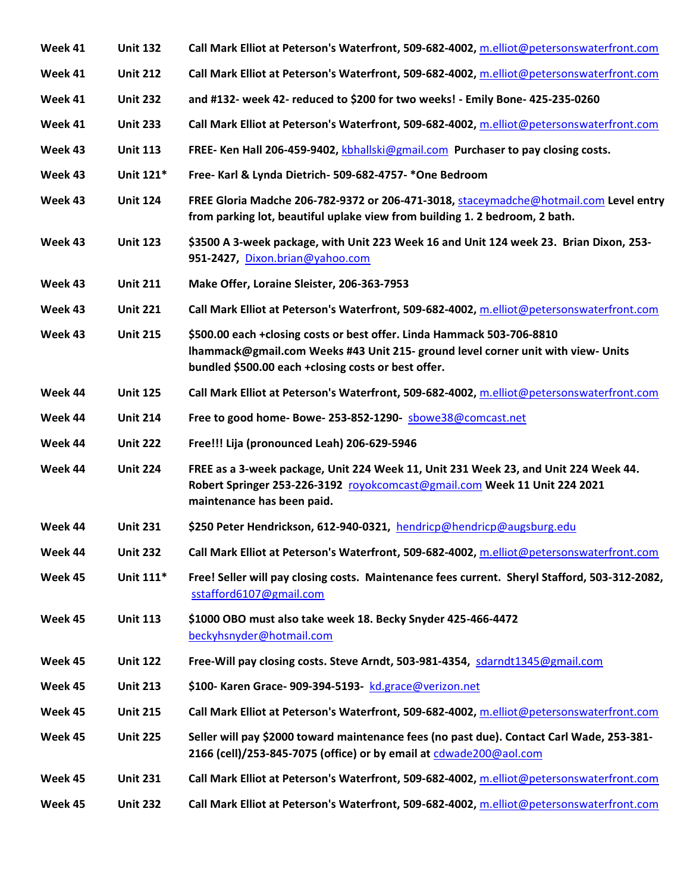| | | |
|---|---|---|
| **Week 41** | **Unit 132** | **Call Mark Elliot at Peterson's Waterfront, 509-682-4002, m.elliot@petersonswaterfront.com** |
| **Week 41** | **Unit 212** | **Call Mark Elliot at Peterson's Waterfront, 509-682-4002, m.elliot@petersonswaterfront.com** |
| **Week 41** | **Unit 232** | **and #132- week 42- reduced to $200 for two weeks! - Emily Bone- 425-235-0260** |
| **Week 41** | **Unit 233** | **Call Mark Elliot at Peterson's Waterfront, 509-682-4002, m.elliot@petersonswaterfront.com** |
| **Week 43** | **Unit 113** | **FREE- Ken Hall 206-459-9402, kbhallski@gmail.com Purchaser to pay closing costs.** |
| **Week 43** | **Unit 121*** | **Free- Karl & Lynda Dietrich- 509-682-4757- *One Bedroom** |
| **Week 43** | **Unit 124** | **FREE Gloria Madche 206-782-9372 or 206-471-3018, staceymadche@hotmail.com Level entry from parking lot, beautiful uplake view from building 1. 2 bedroom, 2 bath.** |
| **Week 43** | **Unit 123** | **$3500 A 3-week package, with Unit 223 Week 16 and Unit 124 week 23. Brian Dixon, 253-951-2427, Dixon.brian@yahoo.com** |
| **Week 43** | **Unit 211** | **Make Offer, Loraine Sleister, 206-363-7953** |
| **Week 43** | **Unit 221** | **Call Mark Elliot at Peterson's Waterfront, 509-682-4002, m.elliot@petersonswaterfront.com** |
| **Week 43** | **Unit 215** | **$500.00 each +closing costs or best offer. Linda Hammack 503-706-8810 lhammack@gmail.com Weeks #43 Unit 215- ground level corner unit with view- Units bundled $500.00 each +closing costs or best offer.** |
| **Week 44** | **Unit 125** | **Call Mark Elliot at Peterson's Waterfront, 509-682-4002, m.elliot@petersonswaterfront.com** |
| **Week 44** | **Unit 214** | **Free to good home- Bowe- 253-852-1290- sbowe38@comcast.net** |
| **Week 44** | **Unit 222** | **Free!!! Lija (pronounced Leah) 206-629-5946** |
| **Week 44** | **Unit 224** | **FREE as a 3-week package, Unit 224 Week 11, Unit 231 Week 23, and Unit 224 Week 44. Robert Springer 253-226-3192 royokcomcast@gmail.com Week 11 Unit 224 2021 maintenance has been paid.** |
| **Week 44** | **Unit 231** | **$250 Peter Hendrickson, 612-940-0321, hendricp@hendricp@augsburg.edu** |
| **Week 44** | **Unit 232** | **Call Mark Elliot at Peterson's Waterfront, 509-682-4002, m.elliot@petersonswaterfront.com** |
| **Week 45** | **Unit 111*** | **Free! Seller will pay closing costs. Maintenance fees current. Sheryl Stafford, 503-312-2082, sstafford6107@gmail.com** |
| **Week 45** | **Unit 113** | **$1000 OBO must also take week 18. Becky Snyder 425-466-4472 beckyhsnyder@hotmail.com** |
| **Week 45** | **Unit 122** | **Free-Will pay closing costs. Steve Arndt, 503-981-4354, sdarndt1345@gmail.com** |
| **Week 45** | **Unit 213** | **$100- Karen Grace- 909-394-5193- kd.grace@verizon.net** |
| **Week 45** | **Unit 215** | **Call Mark Elliot at Peterson's Waterfront, 509-682-4002, m.elliot@petersonswaterfront.com** |
| **Week 45** | **Unit 225** | **Seller will pay $2000 toward maintenance fees (no past due). Contact Carl Wade, 253-381-2166 (cell)/253-845-7075 (office) or by email at cdwade200@aol.com** |
| **Week 45** | **Unit 231** | **Call Mark Elliot at Peterson's Waterfront, 509-682-4002, m.elliot@petersonswaterfront.com** |
| **Week 45** | **Unit 232** | **Call Mark Elliot at Peterson's Waterfront, 509-682-4002, m.elliot@petersonswaterfront.com** |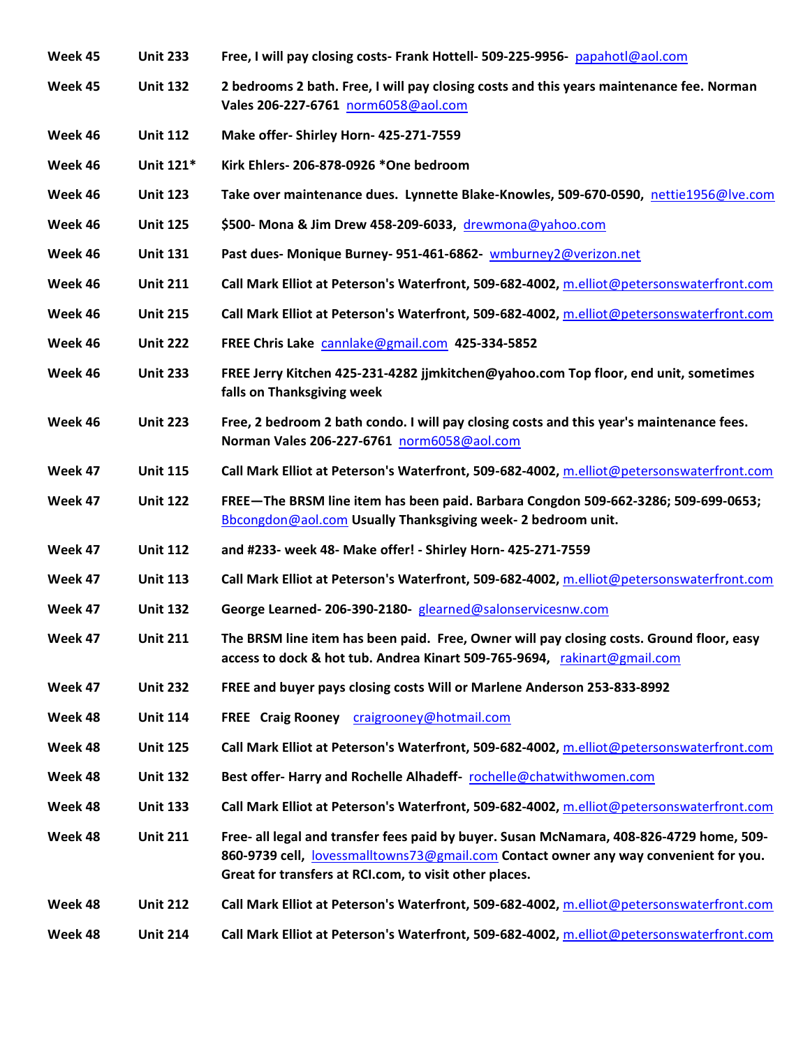| | | |
|---|---|---|
| **Week 45** | **Unit 233** | **Free, I will pay closing costs- Frank Hottell- 509-225-9956-** papahotl@aol.com |
| **Week 45** | **Unit 132** | **2 bedrooms 2 bath. Free, I will pay closing costs and this years maintenance fee. Norman Vales 206-227-6761** norm6058@aol.com |
| **Week 46** | **Unit 112** | **Make offer- Shirley Horn- 425-271-7559** |
| **Week 46** | **Unit 121*** | **Kirk Ehlers- 206-878-0926 *One bedroom** |
| **Week 46** | **Unit 123** | **Take over maintenance dues. Lynnette Blake-Knowles, 509-670-0590,** nettie1956@lve.com |
| **Week 46** | **Unit 125** | **$500- Mona & Jim Drew 458-209-6033,** drewmona@yahoo.com |
| **Week 46** | **Unit 131** | **Past dues- Monique Burney- 951-461-6862-** wmburney2@verizon.net |
| **Week 46** | **Unit 211** | **Call Mark Elliot at Peterson's Waterfront, 509-682-4002,** m.elliot@petersonswaterfront.com |
| **Week 46** | **Unit 215** | **Call Mark Elliot at Peterson's Waterfront, 509-682-4002,** m.elliot@petersonswaterfront.com |
| **Week 46** | **Unit 222** | **FREE Chris Lake** cannlake@gmail.com **425-334-5852** |
| **Week 46** | **Unit 233** | **FREE Jerry Kitchen 425-231-4282 jjmkitchen@yahoo.com Top floor, end unit, sometimes falls on Thanksgiving week** |
| **Week 46** | **Unit 223** | **Free, 2 bedroom 2 bath condo. I will pay closing costs and this year's maintenance fees. Norman Vales 206-227-6761** norm6058@aol.com |
| **Week 47** | **Unit 115** | **Call Mark Elliot at Peterson's Waterfront, 509-682-4002,** m.elliot@petersonswaterfront.com |
| **Week 47** | **Unit 122** | **FREE—The BRSM line item has been paid. Barbara Congdon 509-662-3286; 509-699-0653;** Bbcongdon@aol.com **Usually Thanksgiving week- 2 bedroom unit.** |
| **Week 47** | **Unit 112** | **and #233- week 48- Make offer! - Shirley Horn- 425-271-7559** |
| **Week 47** | **Unit 113** | **Call Mark Elliot at Peterson's Waterfront, 509-682-4002,** m.elliot@petersonswaterfront.com |
| **Week 47** | **Unit 132** | **George Learned- 206-390-2180-** glearned@salonservicesnw.com |
| **Week 47** | **Unit 211** | **The BRSM line item has been paid. Free, Owner will pay closing costs. Ground floor, easy access to dock & hot tub. Andrea Kinart 509-765-9694,** rakinart@gmail.com |
| **Week 47** | **Unit 232** | **FREE and buyer pays closing costs Will or Marlene Anderson 253-833-8992** |
| **Week 48** | **Unit 114** | **FREE Craig Rooney** craigrooney@hotmail.com |
| **Week 48** | **Unit 125** | **Call Mark Elliot at Peterson's Waterfront, 509-682-4002,** m.elliot@petersonswaterfront.com |
| **Week 48** | **Unit 132** | **Best offer- Harry and Rochelle Alhadeff-** rochelle@chatwithwomen.com |
| **Week 48** | **Unit 133** | **Call Mark Elliot at Peterson's Waterfront, 509-682-4002,** m.elliot@petersonswaterfront.com |
| **Week 48** | **Unit 211** | **Free- all legal and transfer fees paid by buyer. Susan McNamara, 408-826-4729 home, 509-860-9739 cell,** lovessmalltowns73@gmail.com **Contact owner any way convenient for you. Great for transfers at RCI.com, to visit other places.** |
| **Week 48** | **Unit 212** | **Call Mark Elliot at Peterson's Waterfront, 509-682-4002,** m.elliot@petersonswaterfront.com |
| **Week 48** | **Unit 214** | **Call Mark Elliot at Peterson's Waterfront, 509-682-4002,** m.elliot@petersonswaterfront.com |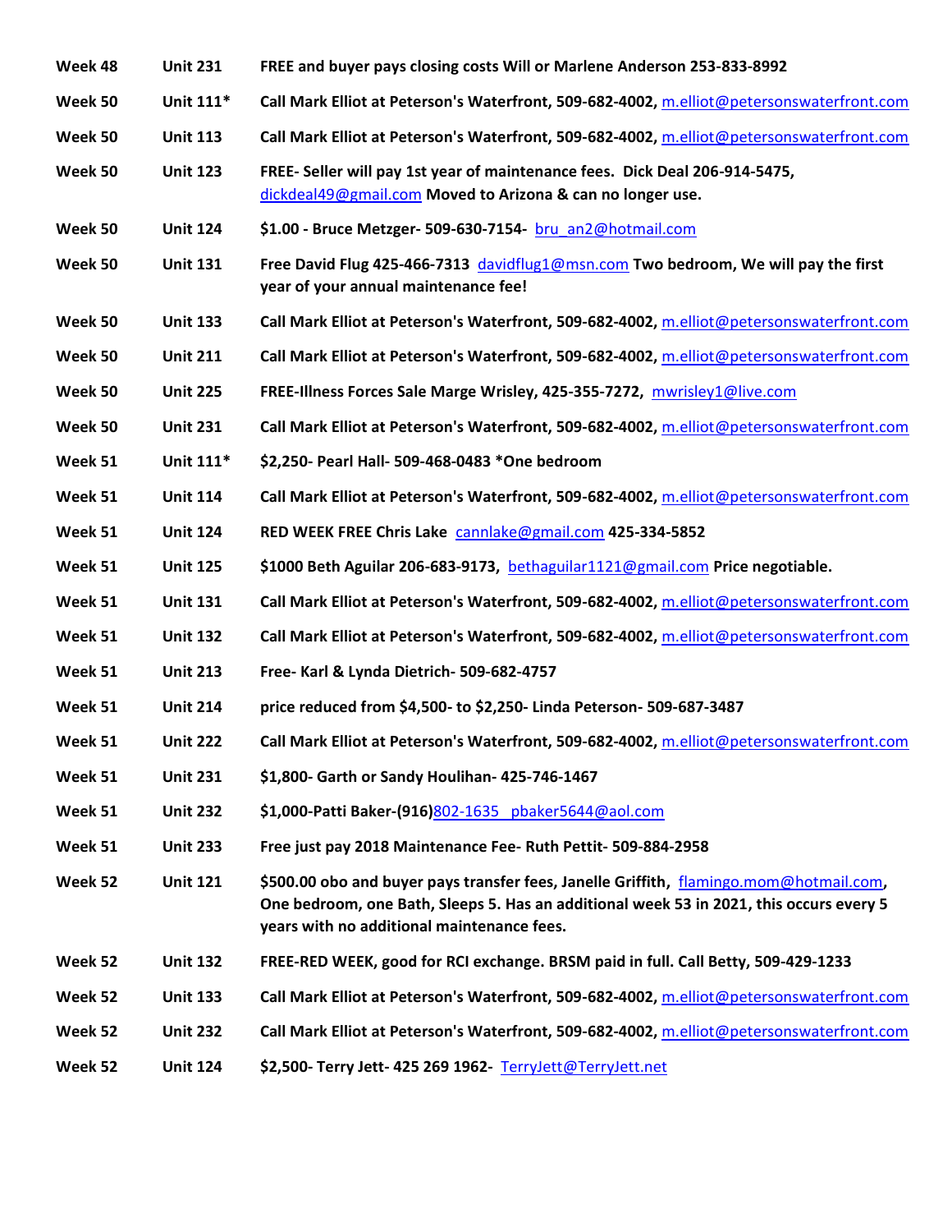| Week | Unit | Details |
|---|---|---|
| Week 48 | Unit 231 | FREE and buyer pays closing costs Will or Marlene Anderson 253-833-8992 |
| Week 50 | Unit 111* | Call Mark Elliot at Peterson's Waterfront, 509-682-4002, m.elliot@petersonswaterfront.com |
| Week 50 | Unit 113 | Call Mark Elliot at Peterson's Waterfront, 509-682-4002, m.elliot@petersonswaterfront.com |
| Week 50 | Unit 123 | FREE- Seller will pay 1st year of maintenance fees. Dick Deal 206-914-5475, dickdeal49@gmail.com Moved to Arizona & can no longer use. |
| Week 50 | Unit 124 | $1.00 - Bruce Metzger- 509-630-7154- bru_an2@hotmail.com |
| Week 50 | Unit 131 | Free David Flug 425-466-7313 davidflug1@msn.com Two bedroom, We will pay the first year of your annual maintenance fee! |
| Week 50 | Unit 133 | Call Mark Elliot at Peterson's Waterfront, 509-682-4002, m.elliot@petersonswaterfront.com |
| Week 50 | Unit 211 | Call Mark Elliot at Peterson's Waterfront, 509-682-4002, m.elliot@petersonswaterfront.com |
| Week 50 | Unit 225 | FREE-Illness Forces Sale Marge Wrisley, 425-355-7272, mwrisley1@live.com |
| Week 50 | Unit 231 | Call Mark Elliot at Peterson's Waterfront, 509-682-4002, m.elliot@petersonswaterfront.com |
| Week 51 | Unit 111* | $2,250- Pearl Hall- 509-468-0483 *One bedroom |
| Week 51 | Unit 114 | Call Mark Elliot at Peterson's Waterfront, 509-682-4002, m.elliot@petersonswaterfront.com |
| Week 51 | Unit 124 | RED WEEK FREE Chris Lake cannlake@gmail.com 425-334-5852 |
| Week 51 | Unit 125 | $1000 Beth Aguilar 206-683-9173, bethaguilar1121@gmail.com Price negotiable. |
| Week 51 | Unit 131 | Call Mark Elliot at Peterson's Waterfront, 509-682-4002, m.elliot@petersonswaterfront.com |
| Week 51 | Unit 132 | Call Mark Elliot at Peterson's Waterfront, 509-682-4002, m.elliot@petersonswaterfront.com |
| Week 51 | Unit 213 | Free- Karl & Lynda Dietrich- 509-682-4757 |
| Week 51 | Unit 214 | price reduced from $4,500- to $2,250- Linda Peterson- 509-687-3487 |
| Week 51 | Unit 222 | Call Mark Elliot at Peterson's Waterfront, 509-682-4002, m.elliot@petersonswaterfront.com |
| Week 51 | Unit 231 | $1,800- Garth or Sandy Houlihan- 425-746-1467 |
| Week 51 | Unit 232 | $1,000-Patti Baker-(916)802-1635 pbaker5644@aol.com |
| Week 51 | Unit 233 | Free just pay 2018 Maintenance Fee- Ruth Pettit- 509-884-2958 |
| Week 52 | Unit 121 | $500.00 obo and buyer pays transfer fees, Janelle Griffith, flamingo.mom@hotmail.com, One bedroom, one Bath, Sleeps 5. Has an additional week 53 in 2021, this occurs every 5 years with no additional maintenance fees. |
| Week 52 | Unit 132 | FREE-RED WEEK, good for RCI exchange. BRSM paid in full. Call Betty, 509-429-1233 |
| Week 52 | Unit 133 | Call Mark Elliot at Peterson's Waterfront, 509-682-4002, m.elliot@petersonswaterfront.com |
| Week 52 | Unit 232 | Call Mark Elliot at Peterson's Waterfront, 509-682-4002, m.elliot@petersonswaterfront.com |
| Week 52 | Unit 124 | $2,500- Terry Jett- 425 269 1962- TerryJett@TerryJett.net |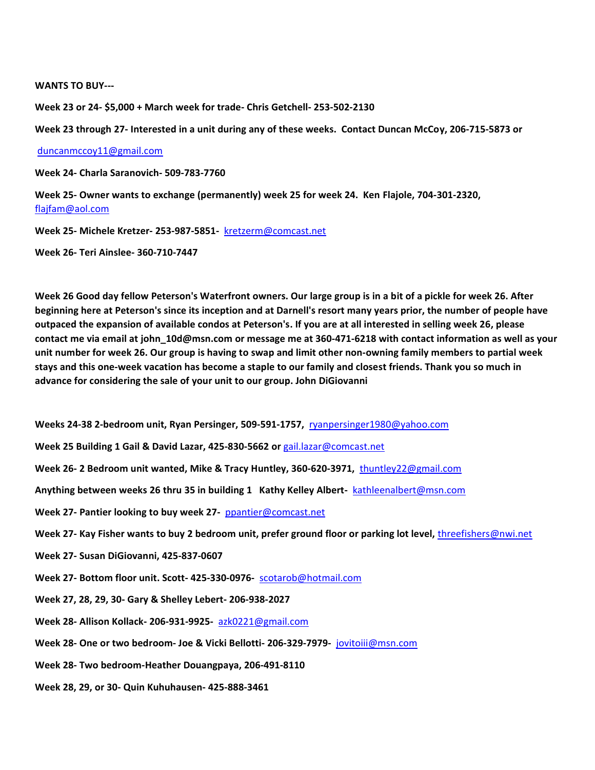**WANTS TO BUY---**

**Week 23 or 24- $5,000 + March week for trade- Chris Getchell- 253-502-2130**

**Week 23 through 27- Interested in a unit during any of these weeks. Contact Duncan McCoy, 206-715-5873 or**

duncanmccoy11@gmail.com

**Week 24- Charla Saranovich- 509-783-7760**

**Week 25- Owner wants to exchange (permanently) week 25 for week 24. Ken Flajole, 704-301-2320,** flajfam@aol.com

**Week 25- Michele Kretzer- 253-987-5851-** kretzerm@comcast.net

**Week 26- Teri Ainslee- 360-710-7447**

**Week 26 Good day fellow Peterson's Waterfront owners. Our large group is in a bit of a pickle for week 26. After beginning here at Peterson's since its inception and at Darnell's resort many years prior, the number of people have outpaced the expansion of available condos at Peterson's. If you are at all interested in selling week 26, please contact me via email at john_10d@msn.com or message me at 360-471-6218 with contact information as well as your unit number for week 26. Our group is having to swap and limit other non-owning family members to partial week stays and this one-week vacation has become a staple to our family and closest friends. Thank you so much in advance for considering the sale of your unit to our group. John DiGiovanni**

**Weeks 24-38 2-bedroom unit, Ryan Persinger, 509-591-1757,** ryanpersinger1980@yahoo.com

**Week 25 Building 1 Gail & David Lazar, 425-830-5662 or** gail.lazar@comcast.net

**Week 26- 2 Bedroom unit wanted, Mike & Tracy Huntley, 360-620-3971,** thuntley22@gmail.com

**Anything between weeks 26 thru 35 in building 1 Kathy Kelley Albert-** kathleenalbert@msn.com

**Week 27- Pantier looking to buy week 27-** ppantier@comcast.net

**Week 27- Kay Fisher wants to buy 2 bedroom unit, prefer ground floor or parking lot level,** threefishers@nwi.net

**Week 27- Susan DiGiovanni, 425-837-0607**

**Week 27- Bottom floor unit. Scott- 425-330-0976-** scotarob@hotmail.com

**Week 27, 28, 29, 30- Gary & Shelley Lebert- 206-938-2027**

**Week 28- Allison Kollack- 206-931-9925-** azk0221@gmail.com

**Week 28- One or two bedroom- Joe & Vicki Bellotti- 206-329-7979-** jovitoiii@msn.com

**Week 28- Two bedroom-Heather Douangpaya, 206-491-8110**

**Week 28, 29, or 30- Quin Kuhuhausen- 425-888-3461**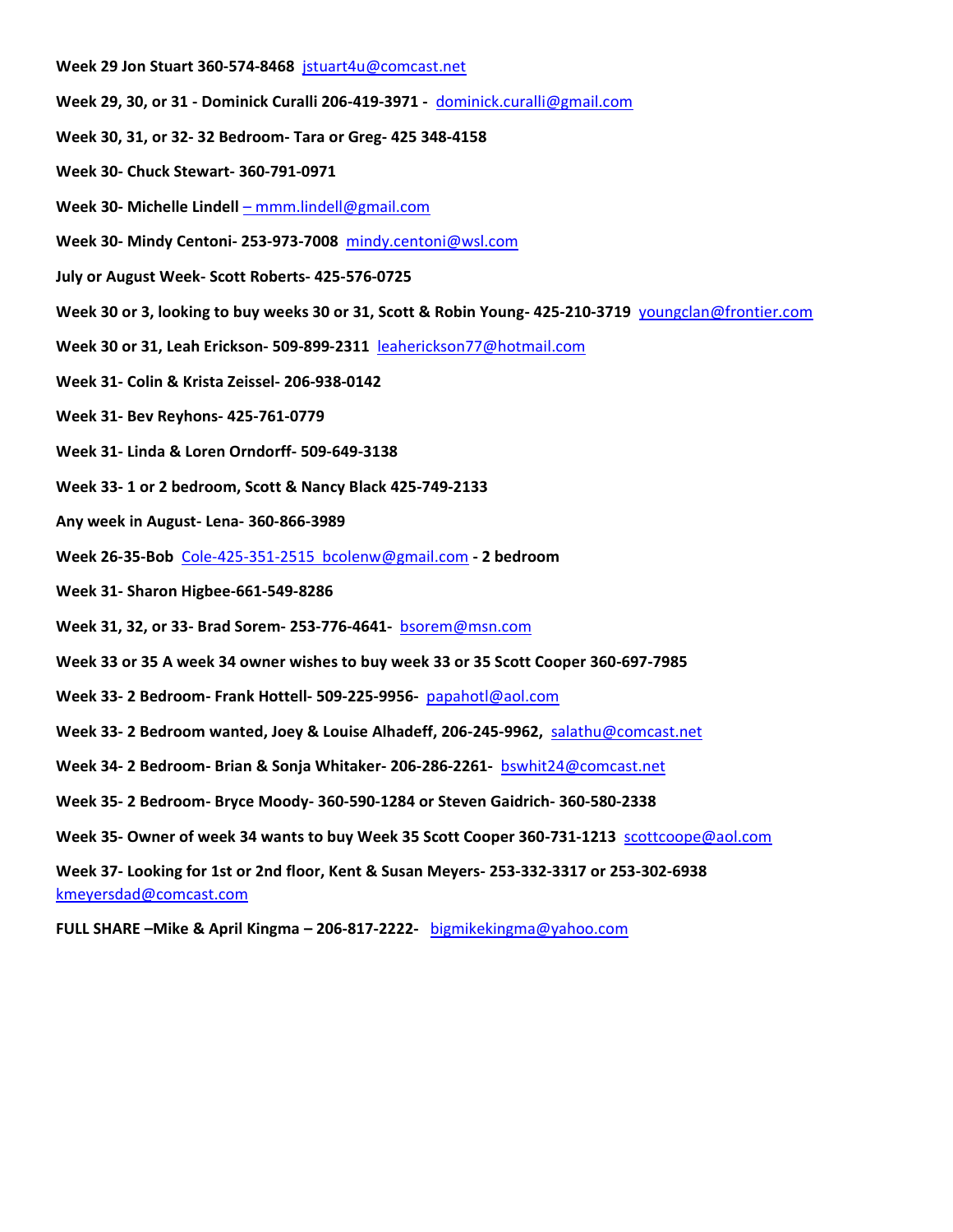**Week 29 Jon Stuart 360-574-8468** jstuart4u@comcast.net

**Week 29, 30, or 31 - Dominick Curalli 206-419-3971 -** dominick.curalli@gmail.com

**Week 30, 31, or 32- 32 Bedroom- Tara or Greg- 425 348-4158**

**Week 30- Chuck Stewart- 360-791-0971**

**Week 30- Michelle Lindell** – mmm.lindell@gmail.com

**Week 30- Mindy Centoni- 253-973-7008** mindy.centoni@wsl.com

**July or August Week- Scott Roberts- 425-576-0725**

**Week 30 or 3, looking to buy weeks 30 or 31, Scott & Robin Young- 425-210-3719** youngclan@frontier.com

**Week 30 or 31, Leah Erickson- 509-899-2311** leaherickson77@hotmail.com

**Week 31- Colin & Krista Zeissel- 206-938-0142**

**Week 31- Bev Reyhons- 425-761-0779**

**Week 31- Linda & Loren Orndorff- 509-649-3138**

**Week 33- 1 or 2 bedroom, Scott & Nancy Black 425-749-2133**

**Any week in August- Lena- 360-866-3989**

**Week 26-35-Bob** Cole-425-351-2515 bcolenw@gmail.com **- 2 bedroom**

**Week 31- Sharon Higbee-661-549-8286**

**Week 31, 32, or 33- Brad Sorem- 253-776-4641-** bsorem@msn.com

**Week 33 or 35 A week 34 owner wishes to buy week 33 or 35 Scott Cooper 360-697-7985**

**Week 33- 2 Bedroom- Frank Hottell- 509-225-9956-** papahotl@aol.com

**Week 33- 2 Bedroom wanted, Joey & Louise Alhadeff, 206-245-9962,** salathu@comcast.net

**Week 34- 2 Bedroom- Brian & Sonja Whitaker- 206-286-2261-** bswhit24@comcast.net

**Week 35- 2 Bedroom- Bryce Moody- 360-590-1284 or Steven Gaidrich- 360-580-2338**

**Week 35- Owner of week 34 wants to buy Week 35 Scott Cooper 360-731-1213** scottcoope@aol.com

**Week 37- Looking for 1st or 2nd floor, Kent & Susan Meyers- 253-332-3317 or 253-302-6938** kmeyersdad@comcast.com

**FULL SHARE –Mike & April Kingma – 206-817-2222-** bigmikekingma@yahoo.com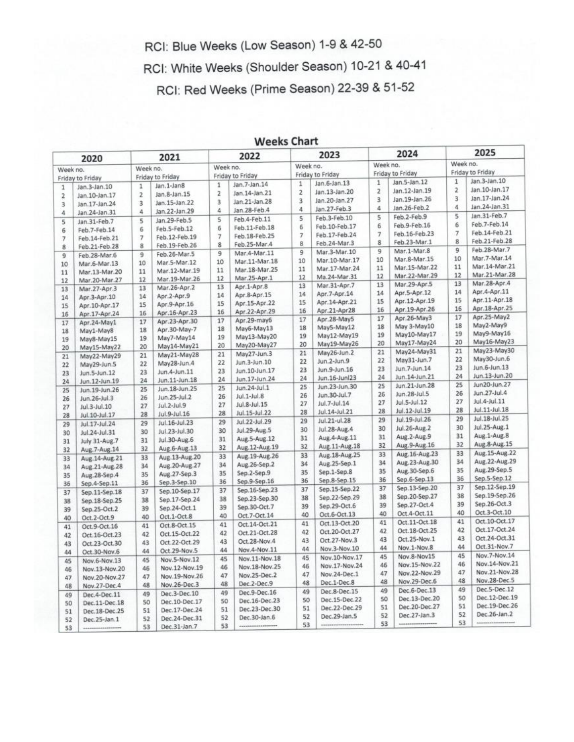RCI: Blue Weeks (Low Season) 1-9 & 42-50

RCI: White Weeks (Shoulder Season) 10-21 & 40-41

RCI: Red Weeks (Prime Season) 22-39 & 51-52

## Weeks Chart

| 2020 | | 2021 | | 2022 | | 2023 | | 2024 | | 2025 | |
|---|---|---|---|---|---|---|---|---|---|---|---|
| Week no. | Friday to Friday | Week no. | Friday to Friday | Week no. | Friday to Friday | Week no. | Friday to Friday | Week no. | Friday to Friday | Week no. | Friday to Friday |
| 1 | Jan.3-Jan.10 | 1 | Jan.1-Jan8 | 1 | Jan.7-Jan.14 | 1 | Jan.6-Jan.13 | 1 | Jan.5-Jan.12 | 1 | Jan.3-Jan.10 |
| 2 | Jan.10-Jan.17 | 2 | Jan.8-Jan.15 | 2 | Jan.14-Jan.21 | 2 | Jan.13-Jan.20 | 2 | Jan.12-Jan.19 | 2 | Jan.10-Jan.17 |
| 3 | Jan.17-Jan.24 | 3 | Jan.15-Jan.22 | 3 | Jan.21-Jan.28 | 3 | Jan.20-Jan.27 | 3 | Jan.19-Jan.26 | 3 | Jan.17-Jan.24 |
| 4 | Jan.24-Jan.31 | 4 | Jan.22-Jan.29 | 4 | Jan.28-Feb.4 | 4 | Jan.27-Feb.3 | 4 | Jan.26-Feb.2 | 4 | Jan.24-Jan.31 |
| 5 | Jan.31-Feb.7 | 5 | Jan.29-Feb.5 | 5 | Feb.4-Feb.11 | 5 | Feb.3-Feb.10 | 5 | Feb.2-Feb.9 | 5 | Jan.31-Feb.7 |
| 6 | Feb.7-Feb.14 | 6 | Feb.5-Feb.12 | 6 | Feb.11-Feb.18 | 6 | Feb.10-Feb.17 | 6 | Feb.9-Feb.16 | 6 | Feb.7-Feb.14 |
| 7 | Feb.14-Feb.21 | 7 | Feb.12-Feb.19 | 7 | Feb.18-Feb.25 | 7 | Feb.17-Feb.24 | 7 | Feb.16-Feb.23 | 7 | Feb.14-Feb.21 |
| 8 | Feb.21-Feb.28 | 8 | Feb.19-Feb.26 | 8 | Feb.25-Mar.4 | 8 | Feb.24-Mar.3 | 8 | Feb.23-Mar.1 | 8 | Feb.21-Feb.28 |
| 9 | Feb.28-Mar.6 | 9 | Feb.26-Mar.5 | 9 | Mar.4-Mar.11 | 9 | Mar.3-Mar.10 | 9 | Mar.1-Mar.8 | 9 | Feb.28-Mar.7 |
| 10 | Mar.6-Mar.13 | 10 | Mar.5-Mar.12 | 10 | Mar.11-Mar.18 | 10 | Mar.10-Mar.17 | 10 | Mar.8-Mar.15 | 10 | Mar.7-Mar.14 |
| 11 | Mar.13-Mar.20 | 11 | Mar.12-Mar.19 | 11 | Mar.18-Mar.25 | 11 | Mar.17-Mar.24 | 11 | Mar.15-Mar.22 | 11 | Mar.14-Mar.21 |
| 12 | Mar.20-Mar.27 | 12 | Mar.19-Mar.26 | 12 | Mar.25-Apr.1 | 12 | Ma.24-Mar.31 | 12 | Mar.22-Mar.29 | 12 | Mar.21-Mar.28 |
| 13 | Mar.27-Apr.3 | 13 | Mar.26-Apr.2 | 13 | Apr.1-Apr.8 | 13 | Mar.31-Apr.7 | 13 | Mar.29-Apr.5 | 13 | Mar.28-Apr.4 |
| 14 | Apr.3-Apr.10 | 14 | Apr.2-Apr.9 | 14 | Apr.8-Apr.15 | 14 | Apr.7-Apr.14 | 14 | Apr.5-Apr.12 | 14 | Apr.4-Apr.11 |
| 15 | Apr.10-Apr.17 | 15 | Apr.9-Apr.16 | 15 | Apr.15-Apr.22 | 15 | Apr.14-Apr.21 | 15 | Apr.12-Apr.19 | 15 | Apr.11-Apr.18 |
| 16 | Apr.17-Apr.24 | 16 | Apr.16-Apr.23 | 16 | Apr.22-Apr.29 | 16 | Apr.21-Apr28 | 16 | Apr.19-Apr.26 | 16 | Apr.18-Apr.25 |
| 17 | Apr.24-May1 | 17 | Apr.23-Apr.30 | 17 | Apr.29-may6 | 17 | Apr.28-May5 | 17 | Apr.26-May3 | 17 | Apr.25-May2 |
| 18 | May1-May8 | 18 | Apr.30-May-7 | 18 | May6-May13 | 18 | May5-May12 | 18 | May 3-May10 | 18 | May2-May9 |
| 19 | May8-May15 | 19 | May7-May14 | 19 | May13-May20 | 19 | May12-May19 | 19 | May10-May17 | 19 | May9-May16 |
| 20 | May15-May22 | 20 | May14-May21 | 20 | May20-May27 | 20 | May19-May26 | 20 | May17-May24 | 20 | May16-May23 |
| 21 | May22-May29 | 21 | May21-May28 | 21 | May27-Jun.3 | 21 | May26-Jun.2 | 21 | May24-May31 | 21 | May23-May30 |
| 22 | May29-Jun.5 | 22 | May28-Jun.4 | 22 | Jun.3-Jun.10 | 22 | Jun.2-Jun.9 | 22 | May31-Jun.7 | 22 | May30-Jun.6 |
| 23 | Jun.5-Jun.12 | 23 | Jun.4-Jun.11 | 23 | Jun.10-Jun.17 | 23 | Jun.9-Jun.16 | 23 | Jun.7-Jun.14 | 23 | Jun.6-Jun.13 |
| 24 | Jun.12-Jun.19 | 24 | Jun.11-Jun.18 | 24 | Jun.17-Jun.24 | 24 | Jun.16-Jun123 | 24 | Jun.14-Jun.21 | 24 | Jun.13-Jun.20 |
| 25 | Jun.19-Jun.26 | 25 | Jun.18-Jun.25 | 25 | Jun.24-Jul.1 | 25 | Jun.23-Jun.30 | 25 | Jun.21-Jun.28 | 25 | Jun20-Jun.27 |
| 26 | Jun.26-Jul.3 | 26 | Jun.25-Jul.2 | 26 | Jul.1-Jul.8 | 26 | Jun.30-Jul.7 | 26 | Jun.28-Jul.5 | 26 | Jun.27-Jul.4 |
| 27 | Jul.3-Jul.10 | 27 | Jul.2-Jul.9 | 27 | Jul.8-Jul.15 | 27 | Jul.7-Jul.14 | 27 | Jul.5-Jul.12 | 27 | Jul.4-Jul.11 |
| 28 | Jul.10-Jul.17 | 28 | Jul.9-Jul.16 | 28 | Jul.15-Jul.22 | 28 | Jul.14-Jul.21 | 28 | Jul.12-Jul.19 | 28 | Jul.11-Jul.18 |
| 29 | Jul.17-Jul.24 | 29 | Jul.16-Jul.23 | 29 | Jul.22-Jul.29 | 29 | Jul.21-ul.28 | 29 | Jul.19-Jul.26 | 29 | Jul.18-Jul.25 |
| 30 | Jul.24-Jul.31 | 30 | Jul.23-Jul.30 | 30 | Jul.29-Aug.5 | 30 | Jul.28-Aug.4 | 30 | Jul.26-Aug.2 | 30 | Jul.25-Aug.1 |
| 31 | July 31-Aug.7 | 31 | Jul.30-Aug.6 | 31 | Aug.5-Aug.12 | 31 | Aug.4-Aug.11 | 31 | Aug.2-Aug.9 | 31 | Aug.1-Aug.8 |
| 32 | Aug.7-Aug.14 | 32 | Aug.6-Aug.13 | 32 | Aug.12-Aug.19 | 32 | Aug.11-Aug.18 | 32 | Aug.9-Aug.16 | 32 | Aug.8-Aug.15 |
| 33 | Aug.14-Aug.21 | 33 | Aug.13-Aug.20 | 33 | Aug.19-Aug.26 | 33 | Aug.18-Aug.25 | 33 | Aug.16-Aug.23 | 33 | Aug.15-Aug.22 |
| 34 | Aug.21-Aug.28 | 34 | Aug.20-Aug.27 | 34 | Aug.26-Sep.2 | 34 | Aug.25-Sep.1 | 34 | Aug.23-Aug.30 | 34 | Aug.22-Aug.29 |
| 35 | Aug.28-Sep.4 | 35 | Aug.27-Sep.3 | 35 | Sep.2-Sep.9 | 35 | Sep.1-Sep.8 | 35 | Aug.30-Sep.6 | 35 | Aug.29-Sep.5 |
| 36 | Sep.4-Sep.11 | 36 | Sep.3-Sep.10 | 36 | Sep.9-Sep.16 | 36 | Sep.8-Sep.15 | 36 | Sep.6-Sep.13 | 36 | Sep.5-Sep.12 |
| 37 | Sep.11-Sep.18 | 37 | Sep.10-Sep.17 | 37 | Sep.16-Sep.23 | 37 | Sep.15-Sep.22 | 37 | Sep.13-Sep.20 | 37 | Sep.12-Sep.19 |
| 38 | Sep.18-Sep.25 | 38 | Sep.17-Sep.24 | 38 | Sep.23-Sep.30 | 38 | Sep.22-Sep.29 | 38 | Sep.20-Sep.27 | 38 | Sep.19-Sep.26 |
| 39 | Sep.25-Oct.2 | 39 | Sep.24-Oct.1 | 39 | Sep.30-Oct.7 | 39 | Sep.29-Oct.6 | 39 | Sep.27-Oct.4 | 39 | Sep.26-Oct.3 |
| 40 | Oct.2-Oct.9 | 40 | Oct.1-Oct.8 | 40 | Oct.7-Oct.14 | 40 | Oct.6-Oct.13 | 40 | Oct.4-Oct.11 | 40 | Oct.3-Oct.10 |
| 41 | Oct.9-Oct.16 | 41 | Oct.8-Oct.15 | 41 | Oct.14-Oct.21 | 41 | Oct.13-Oct.20 | 41 | Oct.11-Oct.18 | 41 | Oct.10-Oct.17 |
| 42 | Oct.16-Oct.23 | 42 | Oct.15-Oct.22 | 42 | Oct.21-Oct.28 | 42 | Oct.20-Oct.27 | 42 | Oct.18-Oct.25 | 42 | Oct.17-Oct.24 |
| 43 | Oct.23-Oct.30 | 43 | Oct.22-Oct.29 | 43 | Oct.28-Nov.4 | 43 | Oct.27-Nov.3 | 43 | Oct.25-Nov.1 | 43 | Oct.24-Oct.31 |
| 44 | Oct.30-Nov.6 | 44 | Oct.29-Nov.5 | 44 | Nov.4-Nov.11 | 44 | Nov.3-Nov.10 | 44 | Nov.1-Nov.8 | 44 | Oct.31-Nov.7 |
| 45 | Nov.6-Nov.13 | 45 | Nov.5-Nov.12 | 45 | Nov.11-Nov.18 | 45 | Nov.10-Nov.17 | 45 | Nov.8-Nov15 | 45 | Nov.7-Nov.14 |
| 46 | Nov.13-Nov.20 | 46 | Nov.12-Nov.19 | 46 | Nov.18-Nov.25 | 46 | Nov.17-Nov.24 | 46 | Nov.15-Nov.22 | 46 | Nov.14-Nov.21 |
| 47 | Nov.20-Nov.27 | 47 | Nov.19-Nov.26 | 47 | Nov.25-Dec.2 | 47 | Nov.24-Dec.1 | 47 | Nov.22-Nov.29 | 47 | Nov.21-Nov.28 |
| 48 | Nov.27-Dec.4 | 48 | Nov.26-Dec.3 | 48 | Dec.2-Dec.9 | 48 | Dec.1-Dec.8 | 48 | Nov.29-Dec.6 | 48 | Nov.28-Dec.5 |
| 49 | Dec.4-Dec.11 | 49 | Dec.3-Dec.10 | 49 | Dec.9-Dec.16 | 49 | Dec.8-Dec.15 | 49 | Dec.6-Dec.13 | 49 | Dec.5-Dec.12 |
| 50 | Dec.11-Dec.18 | 50 | Dec.10-Dec.17 | 50 | Dec.16-Dec.23 | 50 | Dec.15-Dec.22 | 50 | Dec.13-Dec.20 | 50 | Dec.12-Dec.19 |
| 51 | Dec.18-Dec.25 | 51 | Dec.17-Dec.24 | 51 | Dec.23-Dec.30 | 51 | Dec.22-Dec.29 | 51 | Dec.20-Dec.27 | 51 | Dec.19-Dec.26 |
| 52 | Dec.25-Jan.1 | 52 | Dec.24-Dec.31 | 52 | Dec.30-Jan.6 | 52 | Dec.29-Jan.5 | 52 | Dec.27-Jan.3 | 52 | Dec.26-Jan.2 |
| 53 | ------------------ | 53 | Dec.31-Jan.7 | 53 | ------------------ | 53 | ------------------ | 53 | ------------------ | 53 | ------------------ |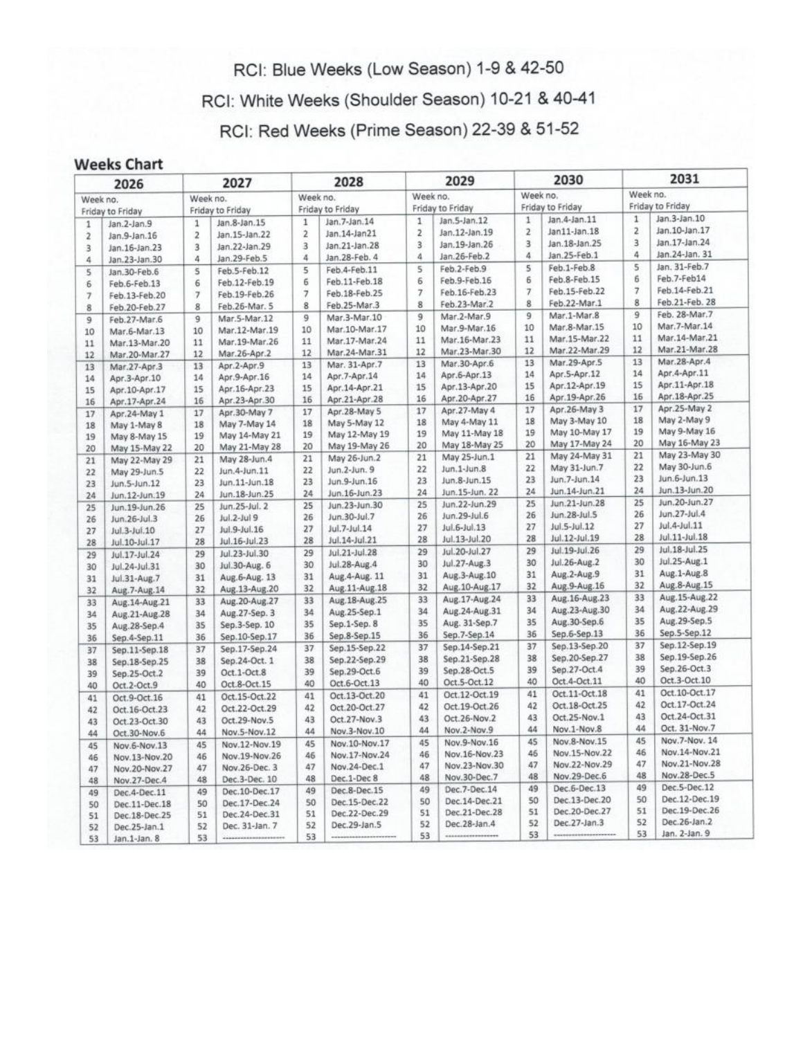# RCI: Blue Weeks (Low Season) 1-9 & 42-50

# RCI: White Weeks (Shoulder Season) 10-21 & 40-41

# RCI: Red Weeks (Prime Season) 22-39 & 51-52

## Weeks Chart

| 2026 | | 2027 | | 2028 | | 2029 | | 2030 | | 2031 | |
|---|---|---|---|---|---|---|---|---|---|---|---|
| Week no. Friday to Friday | | Week no. Friday to Friday | | Week no. Friday to Friday | | Week no. Friday to Friday | | Week no. Friday to Friday | | Week no. Friday to Friday | |
| 1 | Jan.2-Jan.9 | 1 | Jan.8-Jan.15 | 1 | Jan.7-Jan.14 | 1 | Jan.5-Jan.12 | 1 | Jan.4-Jan.11 | 1 | Jan.3-Jan.10 |
| 2 | Jan.9-Jan.16 | 2 | Jan.15-Jan.22 | 2 | Jan.14-Jan21 | 2 | Jan.12-Jan.19 | 2 | Jan11-Jan.18 | 2 | Jan.10-Jan.17 |
| 3 | Jan.16-Jan.23 | 3 | Jan.22-Jan.29 | 3 | Jan.21-Jan.28 | 3 | Jan.19-Jan.26 | 3 | Jan.18-Jan.25 | 3 | Jan.17-Jan.24 |
| 4 | Jan.23-Jan.30 | 4 | Jan.29-Feb.5 | 4 | Jan.28-Feb. 4 | 4 | Jan.26-Feb.2 | 4 | Jan.25-Feb.1 | 4 | Jan.24-Jan. 31 |
| 5 | Jan.30-Feb.6 | 5 | Feb.5-Feb.12 | 5 | Feb.4-Feb.11 | 5 | Feb.2-Feb.9 | 5 | Feb.1-Feb.8 | 5 | Jan. 31-Feb.7 |
| 6 | Feb.6-Feb.13 | 6 | Feb.12-Feb.19 | 6 | Feb.11-Feb.18 | 6 | Feb.9-Feb.16 | 6 | Feb.8-Feb.15 | 6 | Feb.7-Feb14 |
| 7 | Feb.13-Feb.20 | 7 | Feb.19-Feb.26 | 7 | Feb.18-Feb.25 | 7 | Feb.16-Feb.23 | 7 | Feb.15-Feb.22 | 7 | Feb.14-Feb.21 |
| 8 | Feb.20-Feb.27 | 8 | Feb.26-Mar. 5 | 8 | Feb.25-Mar.3 | 8 | Feb.23-Mar.2 | 8 | Feb.22-Mar.1 | 8 | Feb.21-Feb. 28 |
| 9 | Feb.27-Mar.6 | 9 | Mar.5-Mar.12 | 9 | Mar.3-Mar.10 | 9 | Mar.2-Mar.9 | 9 | Mar.1-Mar.8 | 9 | Feb. 28-Mar.7 |
| 10 | Mar.6-Mar.13 | 10 | Mar.12-Mar.19 | 10 | Mar.10-Mar.17 | 10 | Mar.9-Mar.16 | 10 | Mar.8-Mar.15 | 10 | Mar.7-Mar.14 |
| 11 | Mar.13-Mar.20 | 11 | Mar.19-Mar.26 | 11 | Mar.17-Mar.24 | 11 | Mar.16-Mar.23 | 11 | Mar.15-Mar.22 | 11 | Mar.14-Mar.21 |
| 12 | Mar.20-Mar.27 | 12 | Mar.26-Apr.2 | 12 | Mar.24-Mar.31 | 12 | Mar.23-Mar.30 | 12 | Mar.22-Mar.29 | 12 | Mar.21-Mar.28 |
| 13 | Mar.27-Apr.3 | 13 | Apr.2-Apr.9 | 13 | Mar. 31-Apr.7 | 13 | Mar.30-Apr.6 | 13 | Mar.29-Apr.5 | 13 | Mar.28-Apr.4 |
| 14 | Apr.3-Apr.10 | 14 | Apr.9-Apr.16 | 14 | Apr.7-Apr.14 | 14 | Apr.6-Apr.13 | 14 | Apr.5-Apr.12 | 14 | Apr.4-Apr.11 |
| 15 | Apr.10-Apr.17 | 15 | Apr.16-Apr.23 | 15 | Apr.14-Apr.21 | 15 | Apr.13-Apr.20 | 15 | Apr.12-Apr.19 | 15 | Apr.11-Apr.18 |
| 16 | Apr.17-Apr.24 | 16 | Apr.23-Apr.30 | 16 | Apr.21-Apr.28 | 16 | Apr.20-Apr.27 | 16 | Apr.19-Apr.26 | 16 | Apr.18-Apr.25 |
| 17 | Apr.24-May 1 | 17 | Apr.30-May 7 | 17 | Apr.28-May 5 | 17 | Apr.27-May 4 | 17 | Apr.26-May 3 | 17 | Apr.25-May 2 |
| 18 | May 1-May 8 | 18 | May 7-May 14 | 18 | May 5-May 12 | 18 | May 4-May 11 | 18 | May 3-May 10 | 18 | May 2-May 9 |
| 19 | May 8-May 15 | 19 | May 14-May 21 | 19 | May 12-May 19 | 19 | May 11-May 18 | 19 | May 10-May 17 | 19 | May 9-May 16 |
| 20 | May 15-May 22 | 20 | May 21-May 28 | 20 | May 19-May 26 | 20 | May 18-May 25 | 20 | May 17-May 24 | 20 | May 16-May 23 |
| 21 | May 22-May 29 | 21 | May 28-Jun.4 | 21 | May 26-Jun.2 | 21 | May 25-Jun.1 | 21 | May 24-May 31 | 21 | May 23-May 30 |
| 22 | May 29-Jun.5 | 22 | Jun.4-Jun.11 | 22 | Jun.2-Jun. 9 | 22 | Jun.1-Jun.8 | 22 | May 31-Jun.7 | 22 | May 30-Jun.6 |
| 23 | Jun.5-Jun.12 | 23 | Jun.11-Jun.18 | 23 | Jun.9-Jun.16 | 23 | Jun.8-Jun.15 | 23 | Jun.7-Jun.14 | 23 | Jun.6-Jun.13 |
| 24 | Jun.12-Jun.19 | 24 | Jun.18-Jun.25 | 24 | Jun.16-Jun.23 | 24 | Jun.15-Jun. 22 | 24 | Jun.14-Jun.21 | 24 | Jun.13-Jun.20 |
| 25 | Jun.19-Jun.26 | 25 | Jun.25-Jul. 2 | 25 | Jun.23-Jun.30 | 25 | Jun.22-Jun.29 | 25 | Jun.21-Jun.28 | 25 | Jun.20-Jun.27 |
| 26 | Jun.26-Jul.3 | 26 | Jul.2-Jul 9 | 26 | Jun.30-Jul.7 | 26 | Jun.29-Jul.6 | 26 | Jun.28-Jul.5 | 26 | Jun.27-Jul.4 |
| 27 | Jul.3-Jul.10 | 27 | Jul.9-Jul.16 | 27 | Jul.7-Jul.14 | 27 | Jul.6-Jul.13 | 27 | Jul.5-Jul.12 | 27 | Jul.4-Jul.11 |
| 28 | Jul.10-Jul.17 | 28 | Jul.16-Jul.23 | 28 | Jul.14-Jul.21 | 28 | Jul.13-Jul.20 | 28 | Jul.12-Jul.19 | 28 | Jul.11-Jul.18 |
| 29 | Jul.17-Jul.24 | 29 | Jul.23-Jul.30 | 29 | Jul.21-Jul.28 | 29 | Jul.20-Jul.27 | 29 | Jul.19-Jul.26 | 29 | Jul.18-Jul.25 |
| 30 | Jul.24-Jul.31 | 30 | Jul.30-Aug. 6 | 30 | Jul.28-Aug.4 | 30 | Jul.27-Aug.3 | 30 | Jul.26-Aug.2 | 30 | Jul.25-Aug.1 |
| 31 | Jul.31-Aug.7 | 31 | Aug.6-Aug. 13 | 31 | Aug.4-Aug. 11 | 31 | Aug.3-Aug.10 | 31 | Aug.2-Aug.9 | 31 | Aug.1-Aug.8 |
| 32 | Aug.7-Aug.14 | 32 | Aug.13-Aug.20 | 32 | Aug.11-Aug.18 | 32 | Aug.10-Aug.17 | 32 | Aug.9-Aug.16 | 32 | Aug.8-Aug.15 |
| 33 | Aug.14-Aug.21 | 33 | Aug.20-Aug.27 | 33 | Aug.18-Aug.25 | 33 | Aug.17-Aug.24 | 33 | Aug.16-Aug.23 | 33 | Aug.15-Aug.22 |
| 34 | Aug.21-Aug.28 | 34 | Aug.27-Sep. 3 | 34 | Aug.25-Sep.1 | 34 | Aug.24-Aug.31 | 34 | Aug.23-Aug.30 | 34 | Aug.22-Aug.29 |
| 35 | Aug.28-Sep.4 | 35 | Sep.3-Sep. 10 | 35 | Sep.1-Sep. 8 | 35 | Aug. 31-Sep.7 | 35 | Aug.30-Sep.6 | 35 | Aug.29-Sep.5 |
| 36 | Sep.4-Sep.11 | 36 | Sep.10-Sep.17 | 36 | Sep.8-Sep.15 | 36 | Sep.7-Sep.14 | 36 | Sep.6-Sep.13 | 36 | Sep.5-Sep.12 |
| 37 | Sep.11-Sep.18 | 37 | Sep.17-Sep.24 | 37 | Sep.15-Sep.22 | 37 | Sep.14-Sep.21 | 37 | Sep.13-Sep.20 | 37 | Sep.12-Sep.19 |
| 38 | Sep.18-Sep.25 | 38 | Sep.24-Oct. 1 | 38 | Sep.22-Sep.29 | 38 | Sep.21-Sep.28 | 38 | Sep.20-Sep.27 | 38 | Sep.19-Sep.26 |
| 39 | Sep.25-Oct.2 | 39 | Oct.1-Oct.8 | 39 | Sep.29-Oct.6 | 39 | Sep.28-Oct.5 | 39 | Sep.27-Oct.4 | 39 | Sep.26-Oct.3 |
| 40 | Oct.2-Oct.9 | 40 | Oct.8-Oct.15 | 40 | Oct.6-Oct.13 | 40 | Oct.5-Oct.12 | 40 | Oct.4-Oct.11 | 40 | Oct.3-Oct.10 |
| 41 | Oct.9-Oct.16 | 41 | Oct.15-Oct.22 | 41 | Oct.13-Oct.20 | 41 | Oct.12-Oct.19 | 41 | Oct.11-Oct.18 | 41 | Oct.10-Oct.17 |
| 42 | Oct.16-Oct.23 | 42 | Oct.22-Oct.29 | 42 | Oct.20-Oct.27 | 42 | Oct.19-Oct.26 | 42 | Oct.18-Oct.25 | 42 | Oct.17-Oct.24 |
| 43 | Oct.23-Oct.30 | 43 | Oct.29-Nov.5 | 43 | Oct.27-Nov.3 | 43 | Oct.26-Nov.2 | 43 | Oct.25-Nov.1 | 43 | Oct.24-Oct.31 |
| 44 | Oct.30-Nov.6 | 44 | Nov.5-Nov.12 | 44 | Nov.3-Nov.10 | 44 | Nov.2-Nov.9 | 44 | Nov.1-Nov.8 | 44 | Oct. 31-Nov.7 |
| 45 | Nov.6-Nov.13 | 45 | Nov.12-Nov.19 | 45 | Nov.10-Nov.17 | 45 | Nov.9-Nov.16 | 45 | Nov.8-Nov.15 | 45 | Nov.7-Nov. 14 |
| 46 | Nov.13-Nov.20 | 46 | Nov.19-Nov.26 | 46 | Nov.17-Nov.24 | 46 | Nov.16-Nov.23 | 46 | Nov.15-Nov.22 | 46 | Nov.14-Nov.21 |
| 47 | Nov.20-Nov.27 | 47 | Nov.26-Dec. 3 | 47 | Nov.24-Dec.1 | 47 | Nov.23-Nov.30 | 47 | Nov.22-Nov.29 | 47 | Nov.21-Nov.28 |
| 48 | Nov.27-Dec.4 | 48 | Dec.3-Dec. 10 | 48 | Dec.1-Dec 8 | 48 | Nov.30-Dec.7 | 48 | Nov.29-Dec.6 | 48 | Nov.28-Dec.5 |
| 49 | Dec.4-Dec.11 | 49 | Dec.10-Dec.17 | 49 | Dec.8-Dec.15 | 49 | Dec.7-Dec.14 | 49 | Dec.6-Dec.13 | 49 | Dec.5-Dec.12 |
| 50 | Dec.11-Dec.18 | 50 | Dec.17-Dec.24 | 50 | Dec.15-Dec.22 | 50 | Dec.14-Dec.21 | 50 | Dec.13-Dec.20 | 50 | Dec.12-Dec.19 |
| 51 | Dec.18-Dec.25 | 51 | Dec.24-Dec.31 | 51 | Dec.22-Dec.29 | 51 | Dec.21-Dec.28 | 51 | Dec.20-Dec.27 | 51 | Dec.19-Dec.26 |
| 52 | Dec.25-Jan.1 | 52 | Dec. 31-Jan. 7 | 52 | Dec.29-Jan.5 | 52 | Dec.28-Jan.4 | 52 | Dec.27-Jan.3 | 52 | Dec.26-Jan.2 |
| 53 | Jan.1-Jan. 8 | 53 | ---------------------- | 53 | ---------------------- | 53 | ------------------ | 53 | ------------------- | 53 | Jan. 2-Jan. 9 |